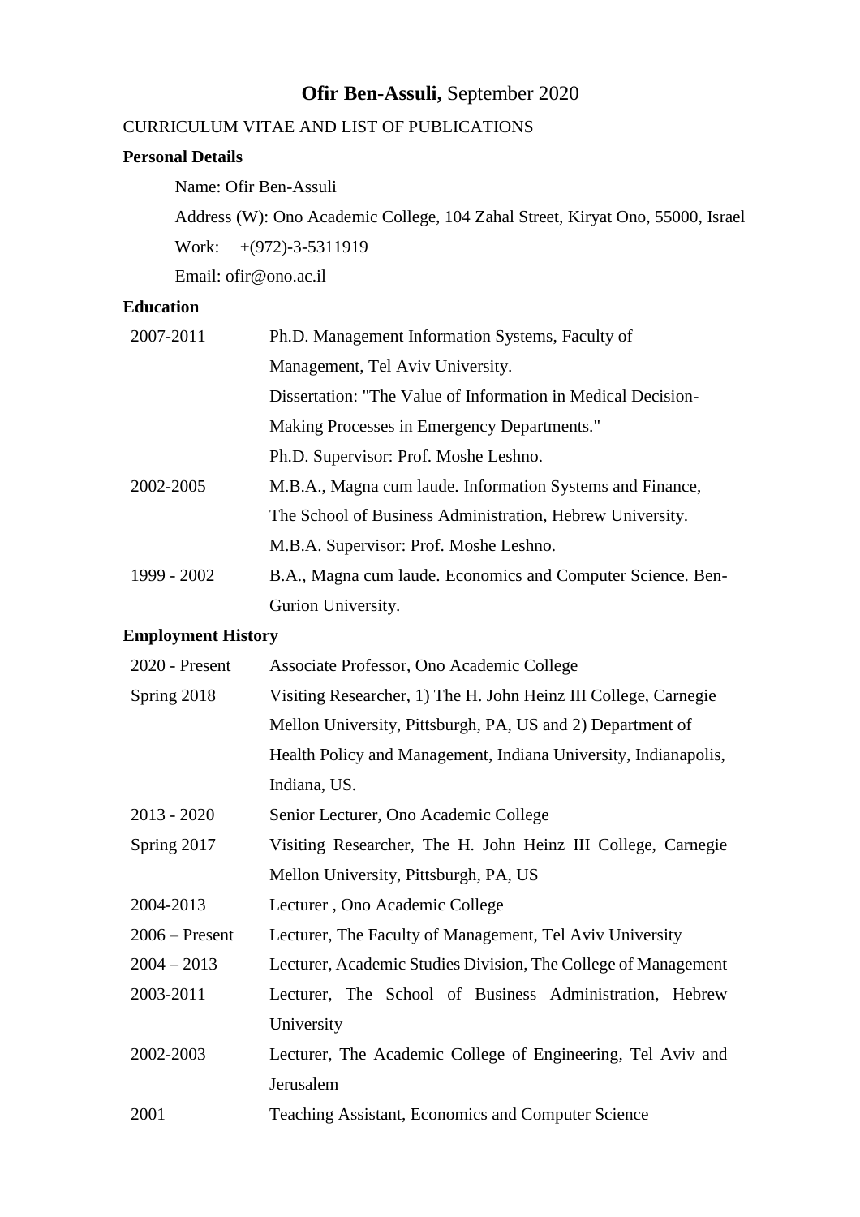# **Ofir Ben-Assuli,** September 2020

CURRICULUM VITAE AND LIST OF PUBLICATIONS

### Personal Details

Name: Ofir Ben-Assuli

Address (W): Ono Academic College, 104 Zahal Street, Kiryat Ono, 55000, Israel

Work: +(972)-3-5311919

Email: ofir@ono.ac.il

### Education

| | |
|---|---|
| 2007-2011 | Ph.D. Management Information Systems, Faculty of Management, Tel Aviv University.<br>Dissertation: "The Value of Information in Medical Decision-Making Processes in Emergency Departments."<br>Ph.D. Supervisor: Prof. Moshe Leshno. |
| 2002-2005 | M.B.A., Magna cum laude. Information Systems and Finance, The School of Business Administration, Hebrew University.<br>M.B.A. Supervisor: Prof. Moshe Leshno. |
| 1999 - 2002 | B.A., Magna cum laude. Economics and Computer Science. Ben-Gurion University. |

### Employment History

| | |
|---|---|
| 2020 - Present | Associate Professor, Ono Academic College |
| Spring 2018 | Visiting Researcher, 1) The H. John Heinz III College, Carnegie Mellon University, Pittsburgh, PA, US and 2) Department of Health Policy and Management, Indiana University, Indianapolis, Indiana, US. |
| 2013 - 2020 | Senior Lecturer, Ono Academic College |
| Spring 2017 | Visiting Researcher, The H. John Heinz III College, Carnegie Mellon University, Pittsburgh, PA, US |
| 2004-2013 | Lecturer , Ono Academic College |
| 2006 – Present | Lecturer, The Faculty of Management, Tel Aviv University |
| 2004 – 2013 | Lecturer, Academic Studies Division, The College of Management |
| 2003-2011 | Lecturer, The School of Business Administration, Hebrew University |
| 2002-2003 | Lecturer, The Academic College of Engineering, Tel Aviv and Jerusalem |
| 2001 | Teaching Assistant, Economics and Computer Science |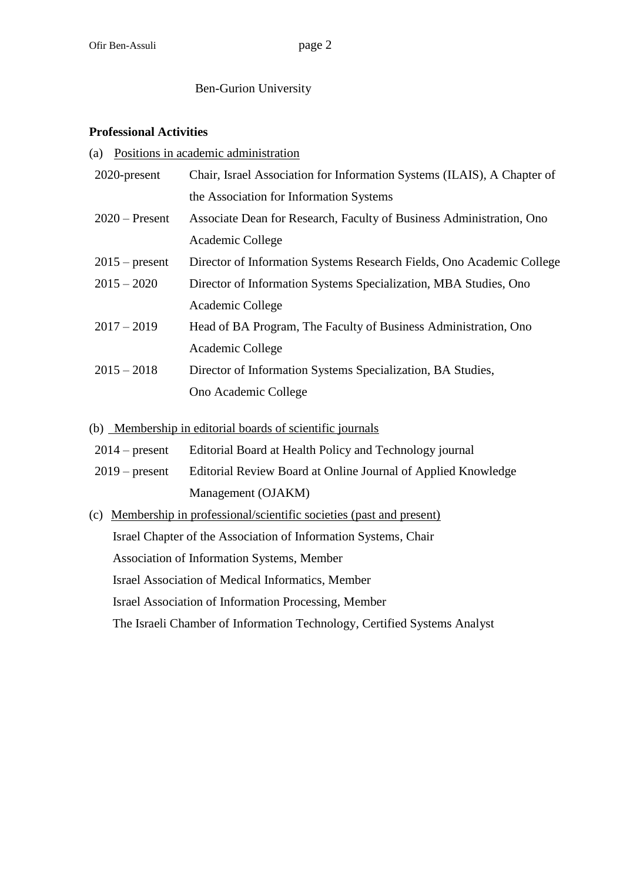Ben-Gurion University

**Professional Activities**

(a) Positions in academic administration

| | |
|---|---|
| 2020-present | Chair, Israel Association for Information Systems (ILAIS), A Chapter of the Association for Information Systems |
| 2020 – Present | Associate Dean for Research, Faculty of Business Administration, Ono Academic College |
| 2015 – present | Director of Information Systems Research Fields, Ono Academic College |
| 2015 – 2020 | Director of Information Systems Specialization, MBA Studies, Ono Academic College |
| 2017 – 2019 | Head of BA Program, The Faculty of Business Administration, Ono Academic College |
| 2015 – 2018 | Director of Information Systems Specialization, BA Studies, Ono Academic College |

(b) Membership in editorial boards of scientific journals

| | |
|---|---|
| 2014 – present | Editorial Board at Health Policy and Technology journal |
| 2019 – present | Editorial Review Board at Online Journal of Applied Knowledge Management (OJAKM) |

(c) Membership in professional/scientific societies (past and present)

Israel Chapter of the Association of Information Systems, Chair

Association of Information Systems, Member

Israel Association of Medical Informatics, Member

Israel Association of Information Processing, Member

The Israeli Chamber of Information Technology, Certified Systems Analyst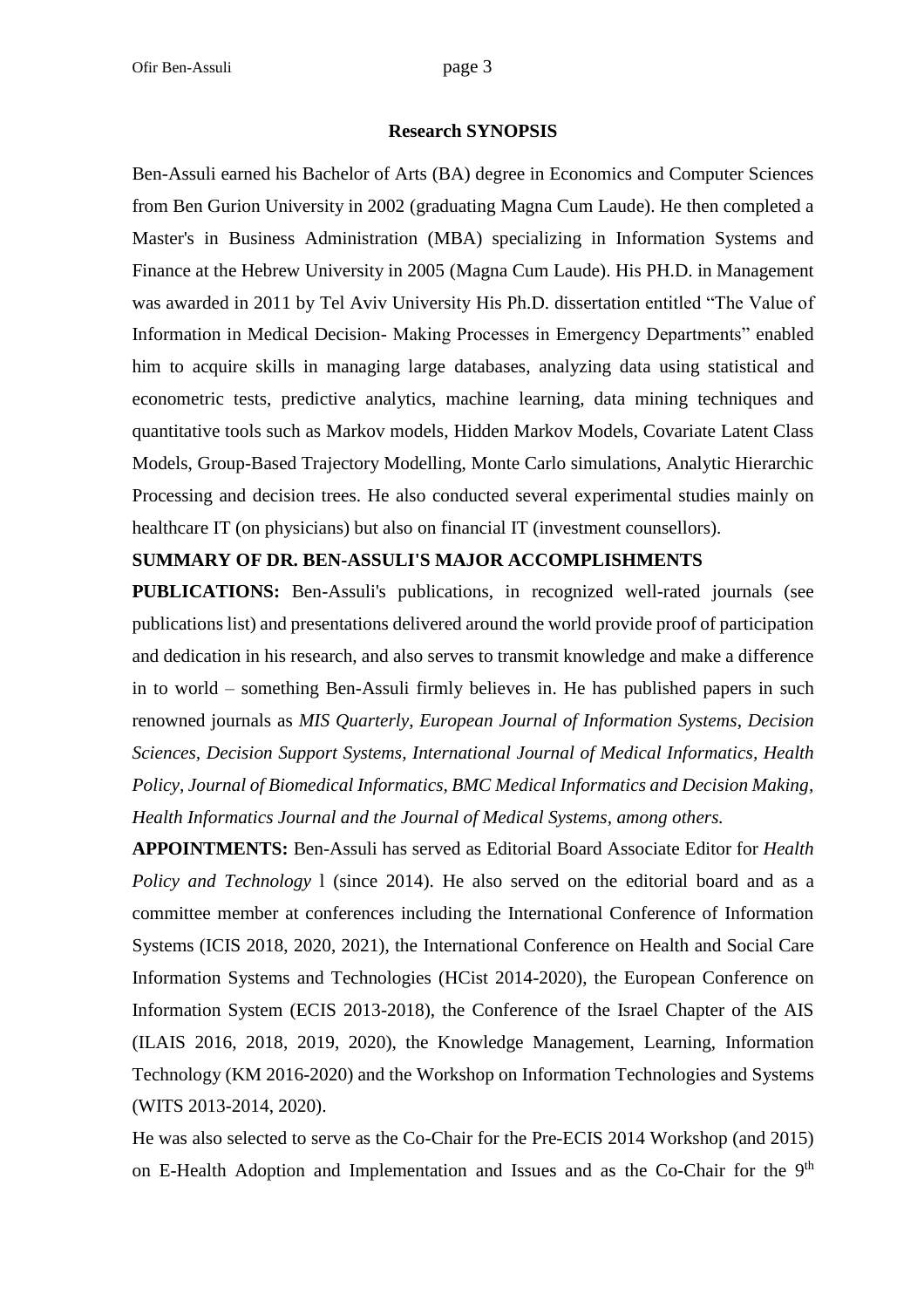## Research SYNOPSIS

Ben-Assuli earned his Bachelor of Arts (BA) degree in Economics and Computer Sciences from Ben Gurion University in 2002 (graduating Magna Cum Laude). He then completed a Master's in Business Administration (MBA) specializing in Information Systems and Finance at the Hebrew University in 2005 (Magna Cum Laude). His PH.D. in Management was awarded in 2011 by Tel Aviv University His Ph.D. dissertation entitled "The Value of Information in Medical Decision- Making Processes in Emergency Departments" enabled him to acquire skills in managing large databases, analyzing data using statistical and econometric tests, predictive analytics, machine learning, data mining techniques and quantitative tools such as Markov models, Hidden Markov Models, Covariate Latent Class Models, Group-Based Trajectory Modelling, Monte Carlo simulations, Analytic Hierarchic Processing and decision trees. He also conducted several experimental studies mainly on healthcare IT (on physicians) but also on financial IT (investment counsellors).

**SUMMARY OF DR. BEN-ASSULI'S MAJOR ACCOMPLISHMENTS**

**PUBLICATIONS:** Ben-Assuli's publications, in recognized well-rated journals (see publications list) and presentations delivered around the world provide proof of participation and dedication in his research, and also serves to transmit knowledge and make a difference in to world – something Ben-Assuli firmly believes in. He has published papers in such renowned journals as *MIS Quarterly*, *European Journal of Information Systems*, *Decision Sciences, Decision Support Systems, International Journal of Medical Informatics, Health Policy, Journal of Biomedical Informatics, BMC Medical Informatics and Decision Making, Health Informatics Journal and the Journal of Medical Systems, among others.*

**APPOINTMENTS:** Ben-Assuli has served as Editorial Board Associate Editor for *Health Policy and Technology* l (since 2014). He also served on the editorial board and as a committee member at conferences including the International Conference of Information Systems (ICIS 2018, 2020, 2021), the International Conference on Health and Social Care Information Systems and Technologies (HCist 2014-2020), the European Conference on Information System (ECIS 2013-2018), the Conference of the Israel Chapter of the AIS (ILAIS 2016, 2018, 2019, 2020), the Knowledge Management, Learning, Information Technology (KM 2016-2020) and the Workshop on Information Technologies and Systems (WITS 2013-2014, 2020).

He was also selected to serve as the Co-Chair for the Pre-ECIS 2014 Workshop (and 2015) on E-Health Adoption and Implementation and Issues and as the Co-Chair for the 9th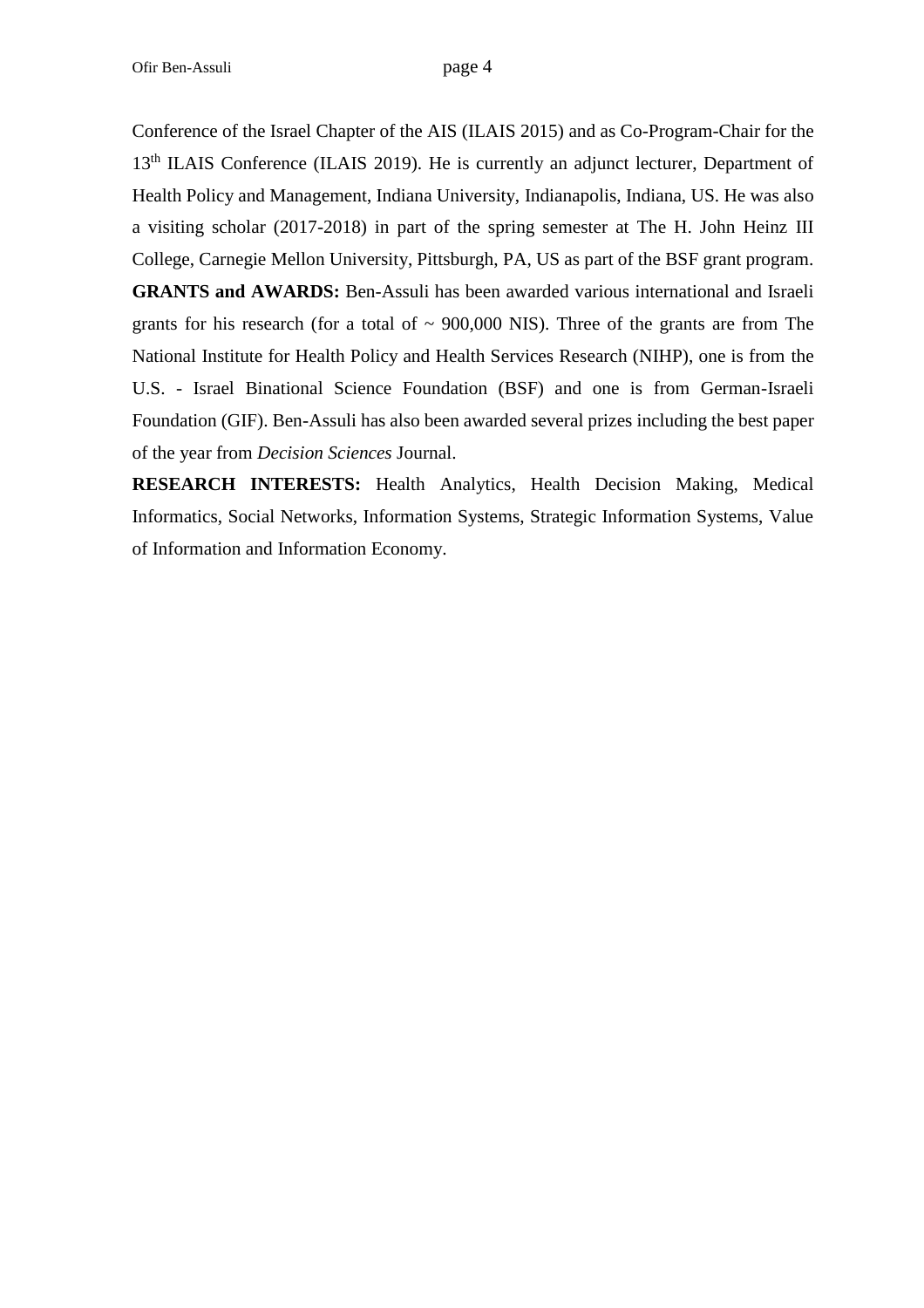Conference of the Israel Chapter of the AIS (ILAIS 2015) and as Co-Program-Chair for the 13th ILAIS Conference (ILAIS 2019). He is currently an adjunct lecturer, Department of Health Policy and Management, Indiana University, Indianapolis, Indiana, US. He was also a visiting scholar (2017-2018) in part of the spring semester at The H. John Heinz III College, Carnegie Mellon University, Pittsburgh, PA, US as part of the BSF grant program.

**GRANTS and AWARDS:** Ben-Assuli has been awarded various international and Israeli grants for his research (for a total of ~ 900,000 NIS). Three of the grants are from The National Institute for Health Policy and Health Services Research (NIHP), one is from the U.S. - Israel Binational Science Foundation (BSF) and one is from German-Israeli Foundation (GIF). Ben-Assuli has also been awarded several prizes including the best paper of the year from *Decision Sciences* Journal.

**RESEARCH INTERESTS:** Health Analytics, Health Decision Making, Medical Informatics, Social Networks, Information Systems, Strategic Information Systems, Value of Information and Information Economy.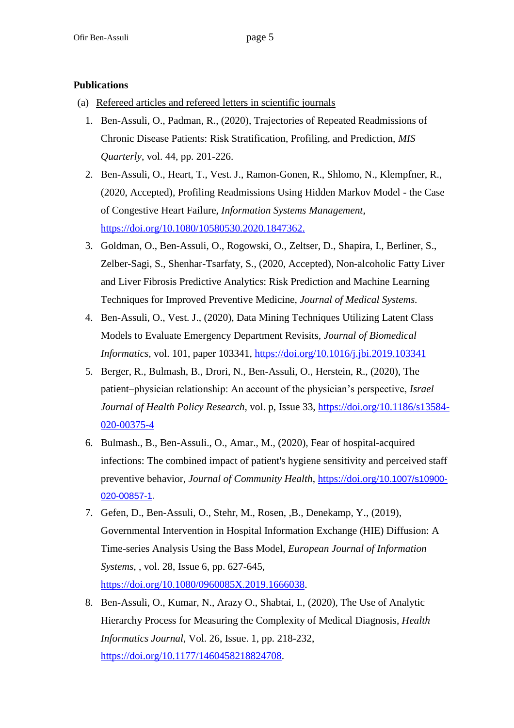**Publications**

(a) Refereed articles and refereed letters in scientific journals

1. Ben-Assuli, O., Padman, R., (2020), Trajectories of Repeated Readmissions of Chronic Disease Patients: Risk Stratification, Profiling, and Prediction, *MIS Quarterly*, vol. 44, pp. 201-226.
2. Ben-Assuli, O., Heart, T., Vest. J., Ramon-Gonen, R., Shlomo, N., Klempfner, R., (2020, Accepted), Profiling Readmissions Using Hidden Markov Model - the Case of Congestive Heart Failure, *Information Systems Management*, https://doi.org/10.1080/10580530.2020.1847362.
3. Goldman, O., Ben-Assuli, O., Rogowski, O., Zeltser, D., Shapira, I., Berliner, S., Zelber-Sagi, S., Shenhar-Tsarfaty, S., (2020, Accepted), Non-alcoholic Fatty Liver and Liver Fibrosis Predictive Analytics: Risk Prediction and Machine Learning Techniques for Improved Preventive Medicine, *Journal of Medical Systems*.
4. Ben-Assuli, O., Vest. J., (2020), Data Mining Techniques Utilizing Latent Class Models to Evaluate Emergency Department Revisits, *Journal of Biomedical Informatics*, vol. 101, paper 103341, https://doi.org/10.1016/j.jbi.2019.103341
5. Berger, R., Bulmash, B., Drori, N., Ben-Assuli, O., Herstein, R., (2020), The patient–physician relationship: An account of the physician's perspective, *Israel Journal of Health Policy Research*, vol. p, Issue 33, https://doi.org/10.1186/s13584-020-00375-4
6. Bulmash., B., Ben-Assuli., O., Amar., M., (2020), Fear of hospital-acquired infections: The combined impact of patient's hygiene sensitivity and perceived staff preventive behavior, *Journal of Community Health*, https://doi.org/10.1007/s10900-020-00857-1.
7. Gefen, D., Ben-Assuli, O., Stehr, M., Rosen, ,B., Denekamp, Y., (2019), Governmental Intervention in Hospital Information Exchange (HIE) Diffusion: A Time-series Analysis Using the Bass Model, *European Journal of Information Systems*, , vol. 28, Issue 6, pp. 627-645, https://doi.org/10.1080/0960085X.2019.1666038.
8. Ben-Assuli, O., Kumar, N., Arazy O., Shabtai, I., (2020), The Use of Analytic Hierarchy Process for Measuring the Complexity of Medical Diagnosis, *Health Informatics Journal*, Vol. 26, Issue. 1, pp. 218-232, https://doi.org/10.1177/1460458218824708.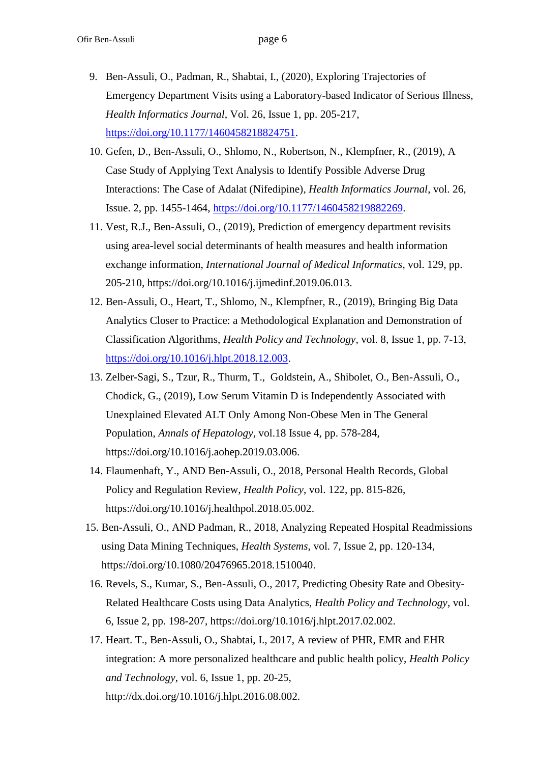9. Ben-Assuli, O., Padman, R., Shabtai, I., (2020), Exploring Trajectories of Emergency Department Visits using a Laboratory-based Indicator of Serious Illness, *Health Informatics Journal*, Vol. 26, Issue 1, pp. 205-217, https://doi.org/10.1177/1460458218824751.
10. Gefen, D., Ben-Assuli, O., Shlomo, N., Robertson, N., Klempfner, R., (2019), A Case Study of Applying Text Analysis to Identify Possible Adverse Drug Interactions: The Case of Adalat (Nifedipine), *Health Informatics Journal*, vol. 26, Issue. 2, pp. 1455-1464, https://doi.org/10.1177/1460458219882269.
11. Vest, R.J., Ben-Assuli, O., (2019), Prediction of emergency department revisits using area-level social determinants of health measures and health information exchange information, *International Journal of Medical Informatics*, vol. 129, pp. 205-210, https://doi.org/10.1016/j.ijmedinf.2019.06.013.
12. Ben-Assuli, O., Heart, T., Shlomo, N., Klempfner, R., (2019), Bringing Big Data Analytics Closer to Practice: a Methodological Explanation and Demonstration of Classification Algorithms, *Health Policy and Technology*, vol. 8, Issue 1, pp. 7-13, https://doi.org/10.1016/j.hlpt.2018.12.003.
13. Zelber-Sagi, S., Tzur, R., Thurm, T., Goldstein, A., Shibolet, O., Ben-Assuli, O., Chodick, G., (2019), Low Serum Vitamin D is Independently Associated with Unexplained Elevated ALT Only Among Non-Obese Men in The General Population, *Annals of Hepatology*, vol.18 Issue 4, pp. 578-284, https://doi.org/10.1016/j.aohep.2019.03.006.
14. Flaumenhaft, Y., AND Ben-Assuli, O., 2018, Personal Health Records, Global Policy and Regulation Review, *Health Policy*, vol. 122, pp. 815-826, https://doi.org/10.1016/j.healthpol.2018.05.002.
15. Ben-Assuli, O., AND Padman, R., 2018, Analyzing Repeated Hospital Readmissions using Data Mining Techniques, *Health Systems*, vol. 7, Issue 2, pp. 120-134, https://doi.org/10.1080/20476965.2018.1510040.
16. Revels, S., Kumar, S., Ben-Assuli, O., 2017, Predicting Obesity Rate and Obesity-Related Healthcare Costs using Data Analytics, *Health Policy and Technology*, vol. 6, Issue 2, pp. 198-207, https://doi.org/10.1016/j.hlpt.2017.02.002.
17. Heart. T., Ben-Assuli, O., Shabtai, I., 2017, A review of PHR, EMR and EHR integration: A more personalized healthcare and public health policy, *Health Policy and Technology*, vol. 6, Issue 1, pp. 20-25, http://dx.doi.org/10.1016/j.hlpt.2016.08.002.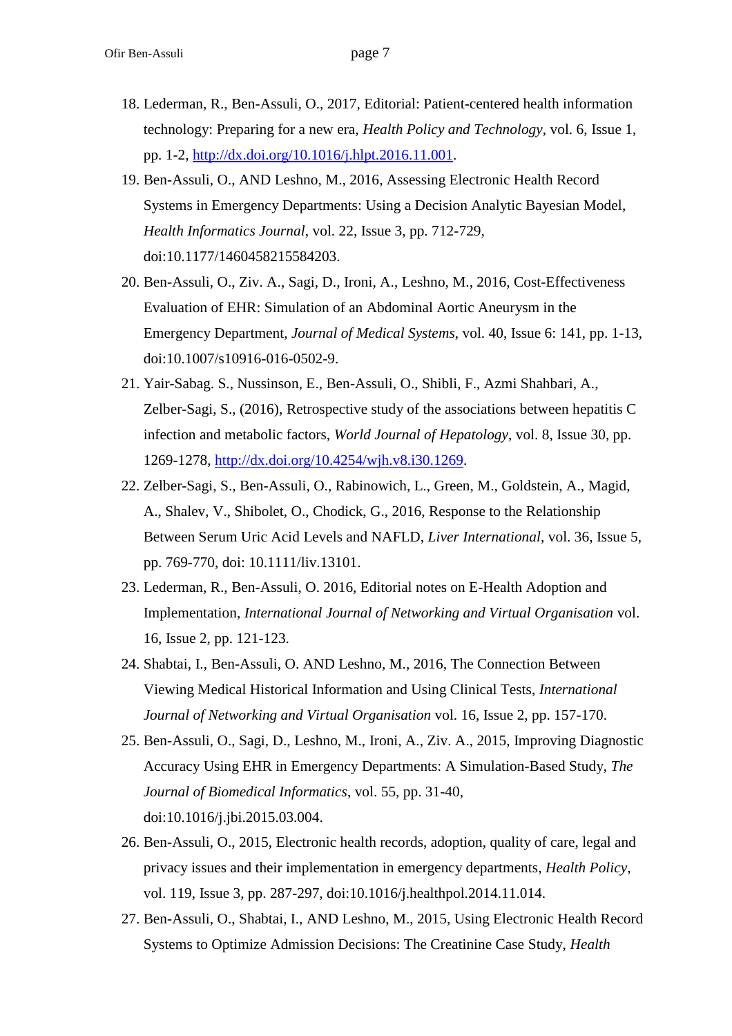18. Lederman, R., Ben-Assuli, O., 2017, Editorial: Patient-centered health information technology: Preparing for a new era, *Health Policy and Technology*, vol. 6, Issue 1, pp. 1-2, [http://dx.doi.org/10.1016/j.hlpt.2016.11.001](http://dx.doi.org/10.1016/j.hlpt.2016.11.001).
19. Ben-Assuli, O., AND Leshno, M., 2016, Assessing Electronic Health Record Systems in Emergency Departments: Using a Decision Analytic Bayesian Model, *Health Informatics Journal*, vol. 22, Issue 3, pp. 712-729, doi:10.1177/1460458215584203.
20. Ben-Assuli, O., Ziv. A., Sagi, D., Ironi, A., Leshno, M., 2016, Cost-Effectiveness Evaluation of EHR: Simulation of an Abdominal Aortic Aneurysm in the Emergency Department, *Journal of Medical Systems*, vol. 40, Issue 6: 141, pp. 1-13, doi:10.1007/s10916-016-0502-9.
21. Yair-Sabag. S., Nussinson, E., Ben-Assuli, O., Shibli, F., Azmi Shahbari, A., Zelber-Sagi, S., (2016), Retrospective study of the associations between hepatitis C infection and metabolic factors, *World Journal of Hepatology*, vol. 8, Issue 30, pp. 1269-1278, [http://dx.doi.org/10.4254/wjh.v8.i30.1269](http://dx.doi.org/10.4254/wjh.v8.i30.1269).
22. Zelber-Sagi, S., Ben-Assuli, O., Rabinowich, L., Green, M., Goldstein, A., Magid, A., Shalev, V., Shibolet, O., Chodick, G., 2016, Response to the Relationship Between Serum Uric Acid Levels and NAFLD, *Liver International*, vol. 36, Issue 5, pp. 769-770, doi: 10.1111/liv.13101.
23. Lederman, R., Ben-Assuli, O. 2016, Editorial notes on E-Health Adoption and Implementation, *International Journal of Networking and Virtual Organisation* vol. 16, Issue 2, pp. 121-123.
24. Shabtai, I., Ben-Assuli, O. AND Leshno, M., 2016, The Connection Between Viewing Medical Historical Information and Using Clinical Tests, *International Journal of Networking and Virtual Organisation* vol. 16, Issue 2, pp. 157-170.
25. Ben-Assuli, O., Sagi, D., Leshno, M., Ironi, A., Ziv. A., 2015, Improving Diagnostic Accuracy Using EHR in Emergency Departments: A Simulation-Based Study, *The Journal of Biomedical Informatics*, vol. 55, pp. 31-40, doi:10.1016/j.jbi.2015.03.004.
26. Ben-Assuli, O., 2015, Electronic health records, adoption, quality of care, legal and privacy issues and their implementation in emergency departments, *Health Policy*, vol. 119, Issue 3, pp. 287-297, doi:10.1016/j.healthpol.2014.11.014.
27. Ben-Assuli, O., Shabtai, I., AND Leshno, M., 2015, Using Electronic Health Record Systems to Optimize Admission Decisions: The Creatinine Case Study, *Health*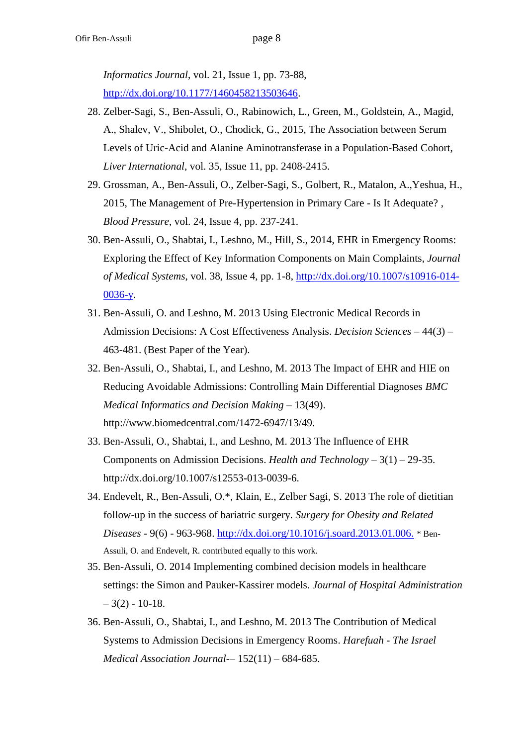*Informatics Journal*, vol. 21, Issue 1, pp. 73-88, http://dx.doi.org/10.1177/1460458213503646.

28. Zelber-Sagi, S., Ben-Assuli, O., Rabinowich, L., Green, M., Goldstein, A., Magid, A., Shalev, V., Shibolet, O., Chodick, G., 2015, The Association between Serum Levels of Uric-Acid and Alanine Aminotransferase in a Population-Based Cohort, *Liver International*, vol. 35, Issue 11, pp. 2408-2415.
29. Grossman, A., Ben-Assuli, O., Zelber-Sagi, S., Golbert, R., Matalon, A.,Yeshua, H., 2015, The Management of Pre-Hypertension in Primary Care - Is It Adequate? , *Blood Pressure*, vol. 24, Issue 4, pp. 237-241.
30. Ben-Assuli, O., Shabtai, I., Leshno, M., Hill, S., 2014, EHR in Emergency Rooms: Exploring the Effect of Key Information Components on Main Complaints, *Journal of Medical Systems*, vol. 38, Issue 4, pp. 1-8, http://dx.doi.org/10.1007/s10916-014-0036-y.
31. Ben-Assuli, O. and Leshno, M. 2013 Using Electronic Medical Records in Admission Decisions: A Cost Effectiveness Analysis. *Decision Sciences* – 44(3) – 463-481. (Best Paper of the Year).
32. Ben-Assuli, O., Shabtai, I., and Leshno, M. 2013 The Impact of EHR and HIE on Reducing Avoidable Admissions: Controlling Main Differential Diagnoses *BMC Medical Informatics and Decision Making* – 13(49). http://www.biomedcentral.com/1472-6947/13/49.
33. Ben-Assuli, O., Shabtai, I., and Leshno, M. 2013 The Influence of EHR Components on Admission Decisions. *Health and Technology* – 3(1) – 29-35. http://dx.doi.org/10.1007/s12553-013-0039-6.
34. Endevelt, R., Ben-Assuli, O.*, Klain, E., Zelber Sagi, S. 2013 The role of dietitian follow-up in the success of bariatric surgery. *Surgery for Obesity and Related Diseases* - 9(6) - 963-968. http://dx.doi.org/10.1016/j.soard.2013.01.006. * Ben-Assuli, O. and Endevelt, R. contributed equally to this work.
35. Ben-Assuli, O. 2014 Implementing combined decision models in healthcare settings: the Simon and Pauker-Kassirer models. *Journal of Hospital Administration* – 3(2) - 10-18.
36. Ben-Assuli, O., Shabtai, I., and Leshno, M. 2013 The Contribution of Medical Systems to Admission Decisions in Emergency Rooms. *Harefuah - The Israel Medical Association Journal*-– 152(11) – 684-685.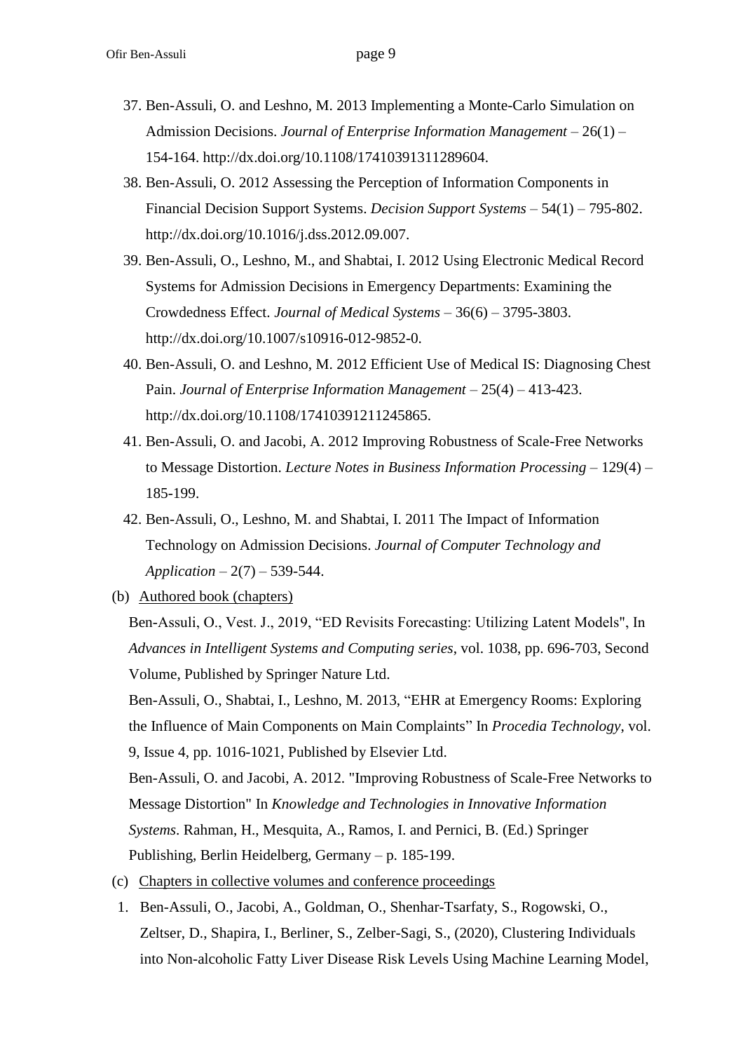37. Ben-Assuli, O. and Leshno, M. 2013 Implementing a Monte-Carlo Simulation on Admission Decisions. *Journal of Enterprise Information Management* – 26(1) – 154-164. http://dx.doi.org/10.1108/17410391311289604.
38. Ben-Assuli, O. 2012 Assessing the Perception of Information Components in Financial Decision Support Systems. *Decision Support Systems* – 54(1) – 795-802. http://dx.doi.org/10.1016/j.dss.2012.09.007.
39. Ben-Assuli, O., Leshno, M., and Shabtai, I. 2012 Using Electronic Medical Record Systems for Admission Decisions in Emergency Departments: Examining the Crowdedness Effect. *Journal of Medical Systems* – 36(6) – 3795-3803. http://dx.doi.org/10.1007/s10916-012-9852-0.
40. Ben-Assuli, O. and Leshno, M. 2012 Efficient Use of Medical IS: Diagnosing Chest Pain. *Journal of Enterprise Information Management* – 25(4) – 413-423. http://dx.doi.org/10.1108/17410391211245865.
41. Ben-Assuli, O. and Jacobi, A. 2012 Improving Robustness of Scale-Free Networks to Message Distortion. *Lecture Notes in Business Information Processing* – 129(4) – 185-199.
42. Ben-Assuli, O., Leshno, M. and Shabtai, I. 2011 The Impact of Information Technology on Admission Decisions. *Journal of Computer Technology and Application* – 2(7) – 539-544.

(b) Authored book (chapters)

Ben-Assuli, O., Vest. J., 2019, "ED Revisits Forecasting: Utilizing Latent Models", In *Advances in Intelligent Systems and Computing series*, vol. 1038, pp. 696-703, Second Volume, Published by Springer Nature Ltd.

Ben-Assuli, O., Shabtai, I., Leshno, M. 2013, "EHR at Emergency Rooms: Exploring the Influence of Main Components on Main Complaints" In *Procedia Technology*, vol. 9, Issue 4, pp. 1016-1021, Published by Elsevier Ltd.

Ben-Assuli, O. and Jacobi, A. 2012. "Improving Robustness of Scale-Free Networks to Message Distortion" In *Knowledge and Technologies in Innovative Information Systems*. Rahman, H., Mesquita, A., Ramos, I. and Pernici, B. (Ed.) Springer Publishing, Berlin Heidelberg, Germany – p. 185-199.

(c) Chapters in collective volumes and conference proceedings

1. Ben-Assuli, O., Jacobi, A., Goldman, O., Shenhar-Tsarfaty, S., Rogowski, O., Zeltser, D., Shapira, I., Berliner, S., Zelber-Sagi, S., (2020), Clustering Individuals into Non-alcoholic Fatty Liver Disease Risk Levels Using Machine Learning Model,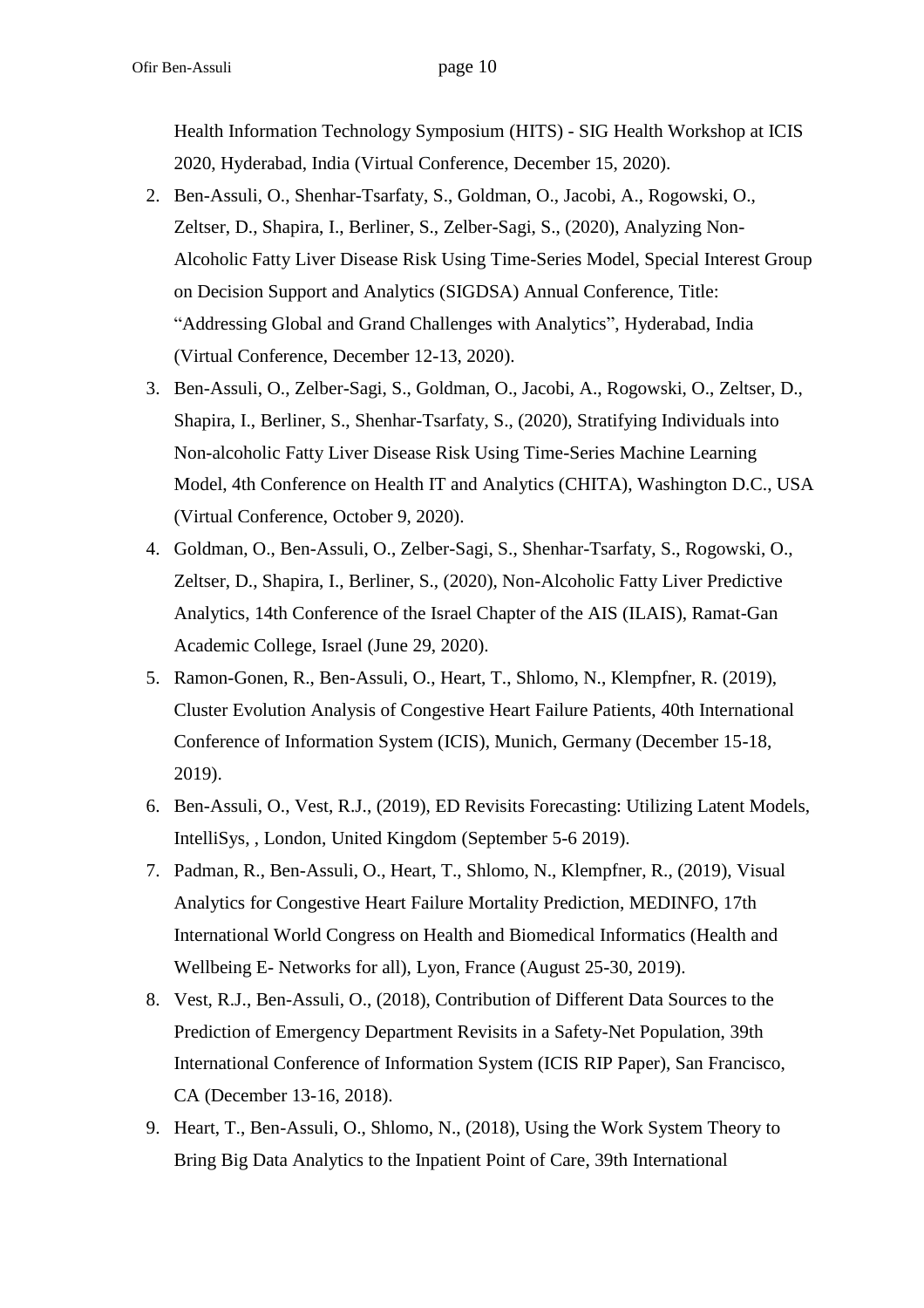Health Information Technology Symposium (HITS) - SIG Health Workshop at ICIS 2020, Hyderabad, India (Virtual Conference, December 15, 2020).

2. Ben-Assuli, O., Shenhar-Tsarfaty, S., Goldman, O., Jacobi, A., Rogowski, O., Zeltser, D., Shapira, I., Berliner, S., Zelber-Sagi, S., (2020), Analyzing Non-Alcoholic Fatty Liver Disease Risk Using Time-Series Model, Special Interest Group on Decision Support and Analytics (SIGDSA) Annual Conference, Title: "Addressing Global and Grand Challenges with Analytics", Hyderabad, India (Virtual Conference, December 12-13, 2020).
3. Ben-Assuli, O., Zelber-Sagi, S., Goldman, O., Jacobi, A., Rogowski, O., Zeltser, D., Shapira, I., Berliner, S., Shenhar-Tsarfaty, S., (2020), Stratifying Individuals into Non-alcoholic Fatty Liver Disease Risk Using Time-Series Machine Learning Model, 4th Conference on Health IT and Analytics (CHITA), Washington D.C., USA (Virtual Conference, October 9, 2020).
4. Goldman, O., Ben-Assuli, O., Zelber-Sagi, S., Shenhar-Tsarfaty, S., Rogowski, O., Zeltser, D., Shapira, I., Berliner, S., (2020), Non-Alcoholic Fatty Liver Predictive Analytics, 14th Conference of the Israel Chapter of the AIS (ILAIS), Ramat-Gan Academic College, Israel (June 29, 2020).
5. Ramon-Gonen, R., Ben-Assuli, O., Heart, T., Shlomo, N., Klempfner, R. (2019), Cluster Evolution Analysis of Congestive Heart Failure Patients, 40th International Conference of Information System (ICIS), Munich, Germany (December 15-18, 2019).
6. Ben-Assuli, O., Vest, R.J., (2019), ED Revisits Forecasting: Utilizing Latent Models, IntelliSys, , London, United Kingdom (September 5-6 2019).
7. Padman, R., Ben-Assuli, O., Heart, T., Shlomo, N., Klempfner, R., (2019), Visual Analytics for Congestive Heart Failure Mortality Prediction, MEDINFO, 17th International World Congress on Health and Biomedical Informatics (Health and Wellbeing E- Networks for all), Lyon, France (August 25-30, 2019).
8. Vest, R.J., Ben-Assuli, O., (2018), Contribution of Different Data Sources to the Prediction of Emergency Department Revisits in a Safety-Net Population, 39th International Conference of Information System (ICIS RIP Paper), San Francisco, CA (December 13-16, 2018).
9. Heart, T., Ben-Assuli, O., Shlomo, N., (2018), Using the Work System Theory to Bring Big Data Analytics to the Inpatient Point of Care, 39th International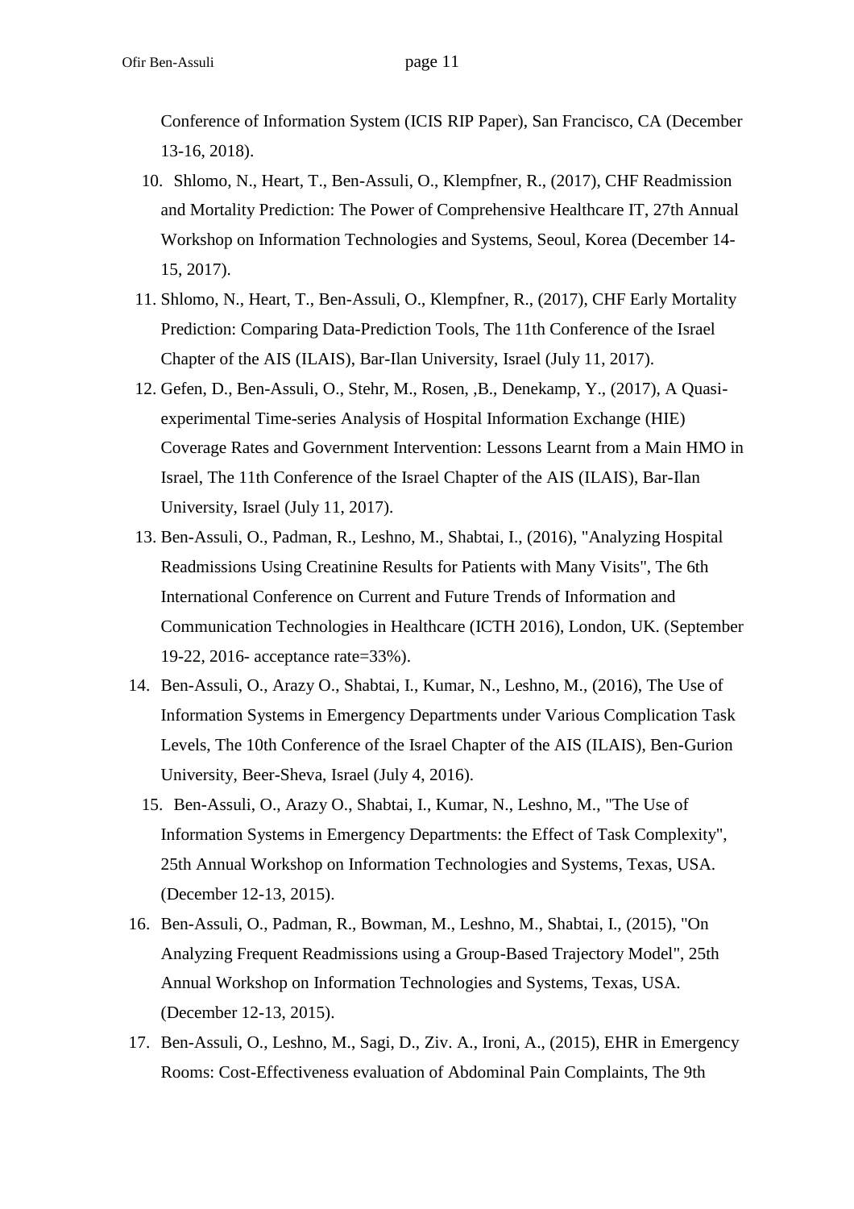Conference of Information System (ICIS RIP Paper), San Francisco, CA (December 13-16, 2018).

10. Shlomo, N., Heart, T., Ben-Assuli, O., Klempfner, R., (2017), CHF Readmission and Mortality Prediction: The Power of Comprehensive Healthcare IT, 27th Annual Workshop on Information Technologies and Systems, Seoul, Korea (December 14-15, 2017).
11. Shlomo, N., Heart, T., Ben-Assuli, O., Klempfner, R., (2017), CHF Early Mortality Prediction: Comparing Data-Prediction Tools, The 11th Conference of the Israel Chapter of the AIS (ILAIS), Bar-Ilan University, Israel (July 11, 2017).
12. Gefen, D., Ben-Assuli, O., Stehr, M., Rosen, ,B., Denekamp, Y., (2017), A Quasi-experimental Time-series Analysis of Hospital Information Exchange (HIE) Coverage Rates and Government Intervention: Lessons Learnt from a Main HMO in Israel, The 11th Conference of the Israel Chapter of the AIS (ILAIS), Bar-Ilan University, Israel (July 11, 2017).
13. Ben-Assuli, O., Padman, R., Leshno, M., Shabtai, I., (2016), "Analyzing Hospital Readmissions Using Creatinine Results for Patients with Many Visits", The 6th International Conference on Current and Future Trends of Information and Communication Technologies in Healthcare (ICTH 2016), London, UK. (September 19-22, 2016- acceptance rate=33%).
14. Ben-Assuli, O., Arazy O., Shabtai, I., Kumar, N., Leshno, M., (2016), The Use of Information Systems in Emergency Departments under Various Complication Task Levels, The 10th Conference of the Israel Chapter of the AIS (ILAIS), Ben-Gurion University, Beer-Sheva, Israel (July 4, 2016).
15. Ben-Assuli, O., Arazy O., Shabtai, I., Kumar, N., Leshno, M., "The Use of Information Systems in Emergency Departments: the Effect of Task Complexity", 25th Annual Workshop on Information Technologies and Systems, Texas, USA. (December 12-13, 2015).
16. Ben-Assuli, O., Padman, R., Bowman, M., Leshno, M., Shabtai, I., (2015), "On Analyzing Frequent Readmissions using a Group-Based Trajectory Model", 25th Annual Workshop on Information Technologies and Systems, Texas, USA. (December 12-13, 2015).
17. Ben-Assuli, O., Leshno, M., Sagi, D., Ziv. A., Ironi, A., (2015), EHR in Emergency Rooms: Cost-Effectiveness evaluation of Abdominal Pain Complaints, The 9th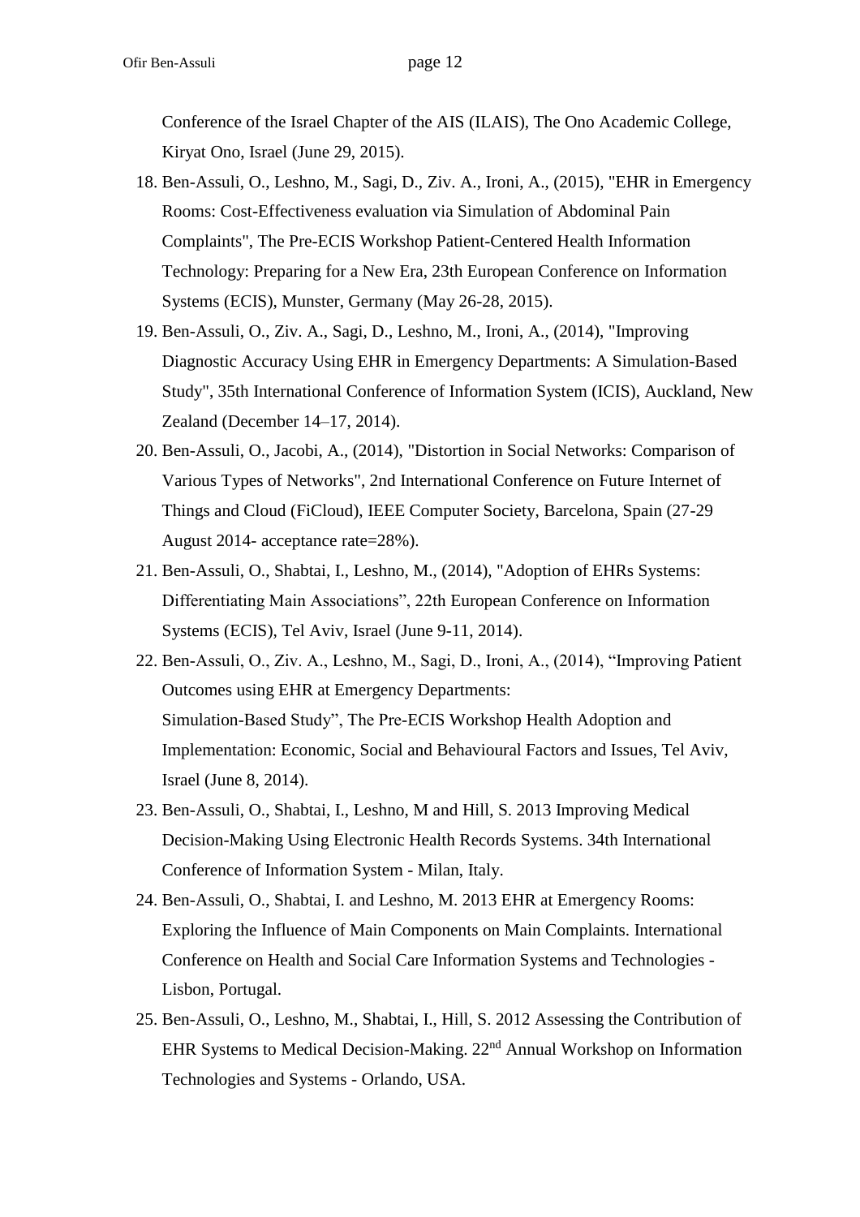Conference of the Israel Chapter of the AIS (ILAIS), The Ono Academic College, Kiryat Ono, Israel (June 29, 2015).

18. Ben-Assuli, O., Leshno, M., Sagi, D., Ziv. A., Ironi, A., (2015), "EHR in Emergency Rooms: Cost-Effectiveness evaluation via Simulation of Abdominal Pain Complaints", The Pre-ECIS Workshop Patient-Centered Health Information Technology: Preparing for a New Era, 23th European Conference on Information Systems (ECIS), Munster, Germany (May 26-28, 2015).
19. Ben-Assuli, O., Ziv. A., Sagi, D., Leshno, M., Ironi, A., (2014), "Improving Diagnostic Accuracy Using EHR in Emergency Departments: A Simulation-Based Study", 35th International Conference of Information System (ICIS), Auckland, New Zealand (December 14–17, 2014).
20. Ben-Assuli, O., Jacobi, A., (2014), "Distortion in Social Networks: Comparison of Various Types of Networks", 2nd International Conference on Future Internet of Things and Cloud (FiCloud), IEEE Computer Society, Barcelona, Spain (27-29 August 2014- acceptance rate=28%).
21. Ben-Assuli, O., Shabtai, I., Leshno, M., (2014), "Adoption of EHRs Systems: Differentiating Main Associations", 22th European Conference on Information Systems (ECIS), Tel Aviv, Israel (June 9-11, 2014).
22. Ben-Assuli, O., Ziv. A., Leshno, M., Sagi, D., Ironi, A., (2014), "Improving Patient Outcomes using EHR at Emergency Departments: Simulation-Based Study", The Pre-ECIS Workshop Health Adoption and Implementation: Economic, Social and Behavioural Factors and Issues, Tel Aviv, Israel (June 8, 2014).
23. Ben-Assuli, O., Shabtai, I., Leshno, M and Hill, S. 2013 Improving Medical Decision-Making Using Electronic Health Records Systems. 34th International Conference of Information System - Milan, Italy.
24. Ben-Assuli, O., Shabtai, I. and Leshno, M. 2013 EHR at Emergency Rooms: Exploring the Influence of Main Components on Main Complaints. International Conference on Health and Social Care Information Systems and Technologies - Lisbon, Portugal.
25. Ben-Assuli, O., Leshno, M., Shabtai, I., Hill, S. 2012 Assessing the Contribution of EHR Systems to Medical Decision-Making. 22nd Annual Workshop on Information Technologies and Systems - Orlando, USA.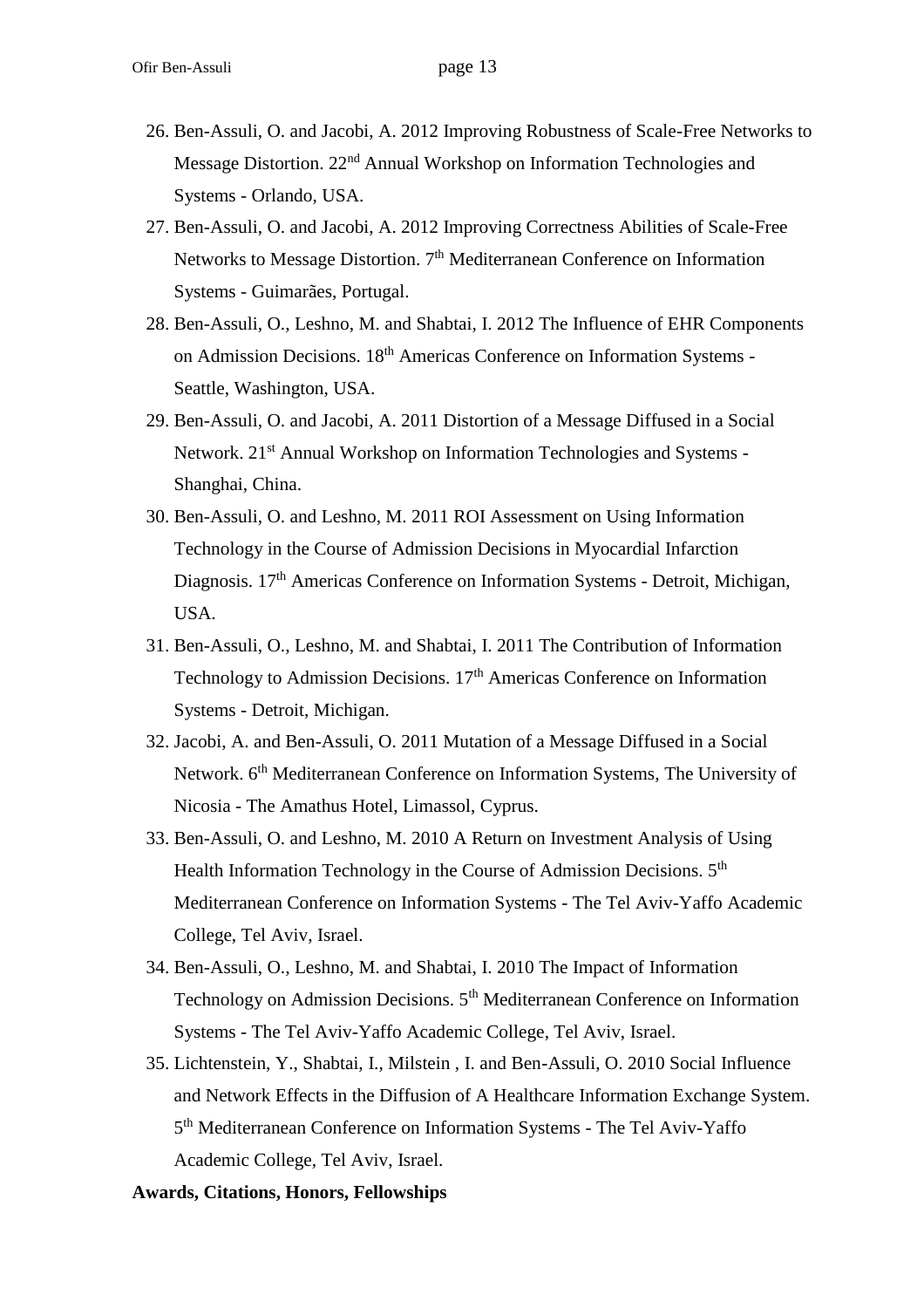26. Ben-Assuli, O. and Jacobi, A. 2012 Improving Robustness of Scale-Free Networks to Message Distortion. 22nd Annual Workshop on Information Technologies and Systems - Orlando, USA.
27. Ben-Assuli, O. and Jacobi, A. 2012 Improving Correctness Abilities of Scale-Free Networks to Message Distortion. 7th Mediterranean Conference on Information Systems - Guimarães, Portugal.
28. Ben-Assuli, O., Leshno, M. and Shabtai, I. 2012 The Influence of EHR Components on Admission Decisions. 18th Americas Conference on Information Systems - Seattle, Washington, USA.
29. Ben-Assuli, O. and Jacobi, A. 2011 Distortion of a Message Diffused in a Social Network. 21st Annual Workshop on Information Technologies and Systems - Shanghai, China.
30. Ben-Assuli, O. and Leshno, M. 2011 ROI Assessment on Using Information Technology in the Course of Admission Decisions in Myocardial Infarction Diagnosis. 17th Americas Conference on Information Systems - Detroit, Michigan, USA.
31. Ben-Assuli, O., Leshno, M. and Shabtai, I. 2011 The Contribution of Information Technology to Admission Decisions. 17th Americas Conference on Information Systems - Detroit, Michigan.
32. Jacobi, A. and Ben-Assuli, O. 2011 Mutation of a Message Diffused in a Social Network. 6th Mediterranean Conference on Information Systems, The University of Nicosia - The Amathus Hotel, Limassol, Cyprus.
33. Ben-Assuli, O. and Leshno, M. 2010 A Return on Investment Analysis of Using Health Information Technology in the Course of Admission Decisions. 5th Mediterranean Conference on Information Systems - The Tel Aviv-Yaffo Academic College, Tel Aviv, Israel.
34. Ben-Assuli, O., Leshno, M. and Shabtai, I. 2010 The Impact of Information Technology on Admission Decisions. 5th Mediterranean Conference on Information Systems - The Tel Aviv-Yaffo Academic College, Tel Aviv, Israel.
35. Lichtenstein, Y., Shabtai, I., Milstein , I. and Ben-Assuli, O. 2010 Social Influence and Network Effects in the Diffusion of A Healthcare Information Exchange System. 5th Mediterranean Conference on Information Systems - The Tel Aviv-Yaffo Academic College, Tel Aviv, Israel.

**Awards, Citations, Honors, Fellowships**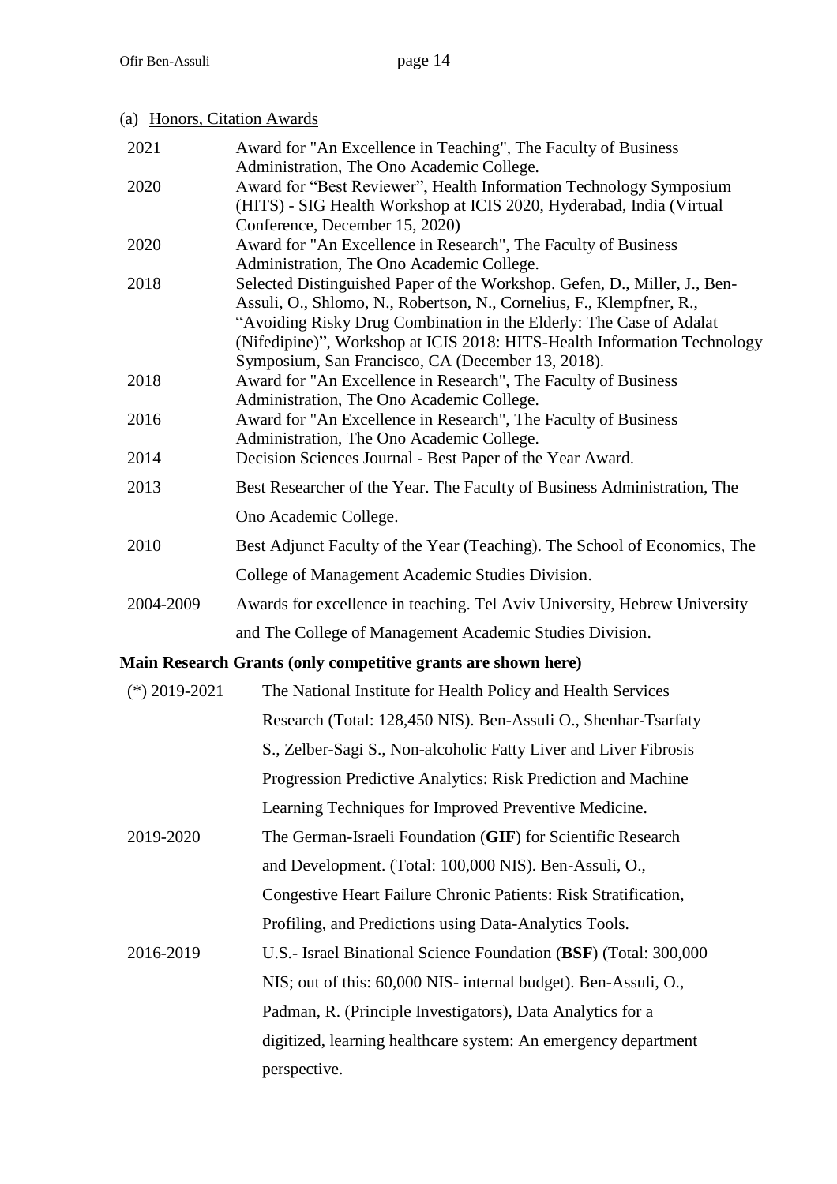(a) Honors, Citation Awards

| | |
|---|---|
| 2021 | Award for "An Excellence in Teaching", The Faculty of Business Administration, The Ono Academic College. |
| 2020 | Award for "Best Reviewer", Health Information Technology Symposium (HITS) - SIG Health Workshop at ICIS 2020, Hyderabad, India (Virtual Conference, December 15, 2020) |
| 2020 | Award for "An Excellence in Research", The Faculty of Business Administration, The Ono Academic College. |
| 2018 | Selected Distinguished Paper of the Workshop. Gefen, D., Miller, J., Ben-Assuli, O., Shlomo, N., Robertson, N., Cornelius, F., Klempfner, R., "Avoiding Risky Drug Combination in the Elderly: The Case of Adalat (Nifedipine)", Workshop at ICIS 2018: HITS-Health Information Technology Symposium, San Francisco, CA (December 13, 2018). |
| 2018 | Award for "An Excellence in Research", The Faculty of Business Administration, The Ono Academic College. |
| 2016 | Award for "An Excellence in Research", The Faculty of Business Administration, The Ono Academic College. |
| 2014 | Decision Sciences Journal - Best Paper of the Year Award. |
| 2013 | Best Researcher of the Year. The Faculty of Business Administration, The Ono Academic College. |
| 2010 | Best Adjunct Faculty of the Year (Teaching). The School of Economics, The College of Management Academic Studies Division. |
| 2004-2009 | Awards for excellence in teaching. Tel Aviv University, Hebrew University and The College of Management Academic Studies Division. |

**Main Research Grants (only competitive grants are shown here)**

| | |
|---|---|
| (*) 2019-2021 | The National Institute for Health Policy and Health Services Research (Total: 128,450 NIS). Ben-Assuli O., Shenhar-Tsarfaty S., Zelber-Sagi S., Non-alcoholic Fatty Liver and Liver Fibrosis Progression Predictive Analytics: Risk Prediction and Machine Learning Techniques for Improved Preventive Medicine. |
| 2019-2020 | The German-Israeli Foundation (**GIF**) for Scientific Research and Development. (Total: 100,000 NIS). Ben-Assuli, O., Congestive Heart Failure Chronic Patients: Risk Stratification, Profiling, and Predictions using Data-Analytics Tools. |
| 2016-2019 | U.S.- Israel Binational Science Foundation (**BSF**) (Total: 300,000 NIS; out of this: 60,000 NIS- internal budget). Ben-Assuli, O., Padman, R. (Principle Investigators), Data Analytics for a digitized, learning healthcare system: An emergency department perspective. |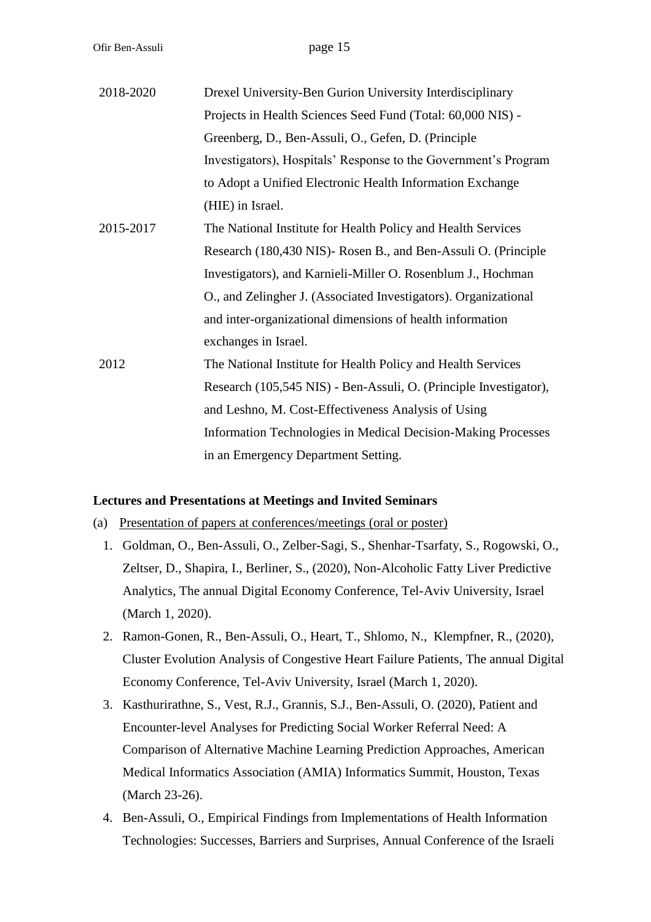| | |
|---|---|
| 2018-2020 | Drexel University-Ben Gurion University Interdisciplinary Projects in Health Sciences Seed Fund (Total: 60,000 NIS) - Greenberg, D., Ben-Assuli, O., Gefen, D. (Principle Investigators), Hospitals' Response to the Government's Program to Adopt a Unified Electronic Health Information Exchange (HIE) in Israel. |
| 2015-2017 | The National Institute for Health Policy and Health Services Research (180,430 NIS)- Rosen B., and Ben-Assuli O. (Principle Investigators), and Karnieli-Miller O. Rosenblum J., Hochman O., and Zelingher J. (Associated Investigators). Organizational and inter-organizational dimensions of health information exchanges in Israel. |
| 2012 | The National Institute for Health Policy and Health Services Research (105,545 NIS) - Ben-Assuli, O. (Principle Investigator), and Leshno, M. Cost-Effectiveness Analysis of Using Information Technologies in Medical Decision-Making Processes in an Emergency Department Setting. |

**Lectures and Presentations at Meetings and Invited Seminars**

(a) Presentation of papers at conferences/meetings (oral or poster)

1. Goldman, O., Ben-Assuli, O., Zelber-Sagi, S., Shenhar-Tsarfaty, S., Rogowski, O., Zeltser, D., Shapira, I., Berliner, S., (2020), Non-Alcoholic Fatty Liver Predictive Analytics, The annual Digital Economy Conference, Tel-Aviv University, Israel (March 1, 2020).
2. Ramon-Gonen, R., Ben-Assuli, O., Heart, T., Shlomo, N., Klempfner, R., (2020), Cluster Evolution Analysis of Congestive Heart Failure Patients, The annual Digital Economy Conference, Tel-Aviv University, Israel (March 1, 2020).
3. Kasthurirathne, S., Vest, R.J., Grannis, S.J., Ben-Assuli, O. (2020), Patient and Encounter-level Analyses for Predicting Social Worker Referral Need: A Comparison of Alternative Machine Learning Prediction Approaches, American Medical Informatics Association (AMIA) Informatics Summit, Houston, Texas (March 23-26).
4. Ben-Assuli, O., Empirical Findings from Implementations of Health Information Technologies: Successes, Barriers and Surprises, Annual Conference of the Israeli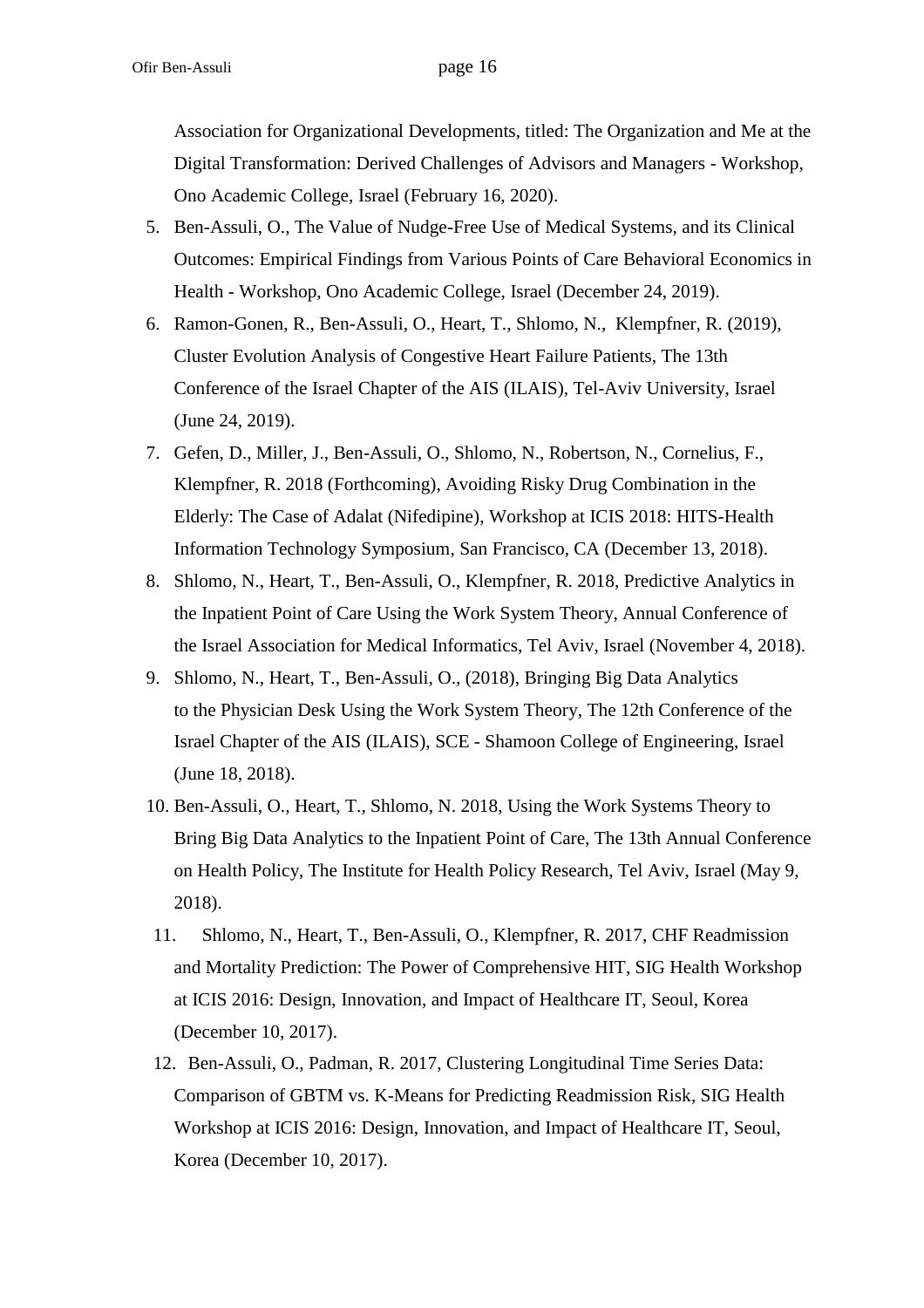Association for Organizational Developments, titled: The Organization and Me at the Digital Transformation: Derived Challenges of Advisors and Managers - Workshop, Ono Academic College, Israel (February 16, 2020).

5. Ben-Assuli, O., The Value of Nudge-Free Use of Medical Systems, and its Clinical Outcomes: Empirical Findings from Various Points of Care Behavioral Economics in Health - Workshop, Ono Academic College, Israel (December 24, 2019).
6. Ramon-Gonen, R., Ben-Assuli, O., Heart, T., Shlomo, N., Klempfner, R. (2019), Cluster Evolution Analysis of Congestive Heart Failure Patients, The 13th Conference of the Israel Chapter of the AIS (ILAIS), Tel-Aviv University, Israel (June 24, 2019).
7. Gefen, D., Miller, J., Ben-Assuli, O., Shlomo, N., Robertson, N., Cornelius, F., Klempfner, R. 2018 (Forthcoming), Avoiding Risky Drug Combination in the Elderly: The Case of Adalat (Nifedipine), Workshop at ICIS 2018: HITS-Health Information Technology Symposium, San Francisco, CA (December 13, 2018).
8. Shlomo, N., Heart, T., Ben-Assuli, O., Klempfner, R. 2018, Predictive Analytics in the Inpatient Point of Care Using the Work System Theory, Annual Conference of the Israel Association for Medical Informatics, Tel Aviv, Israel (November 4, 2018).
9. Shlomo, N., Heart, T., Ben-Assuli, O., (2018), Bringing Big Data Analytics to the Physician Desk Using the Work System Theory, The 12th Conference of the Israel Chapter of the AIS (ILAIS), SCE - Shamoon College of Engineering, Israel (June 18, 2018).
10. Ben-Assuli, O., Heart, T., Shlomo, N. 2018, Using the Work Systems Theory to Bring Big Data Analytics to the Inpatient Point of Care, The 13th Annual Conference on Health Policy, The Institute for Health Policy Research, Tel Aviv, Israel (May 9, 2018).
11. Shlomo, N., Heart, T., Ben-Assuli, O., Klempfner, R. 2017, CHF Readmission and Mortality Prediction: The Power of Comprehensive HIT, SIG Health Workshop at ICIS 2016: Design, Innovation, and Impact of Healthcare IT, Seoul, Korea (December 10, 2017).
12. Ben-Assuli, O., Padman, R. 2017, Clustering Longitudinal Time Series Data: Comparison of GBTM vs. K-Means for Predicting Readmission Risk, SIG Health Workshop at ICIS 2016: Design, Innovation, and Impact of Healthcare IT, Seoul, Korea (December 10, 2017).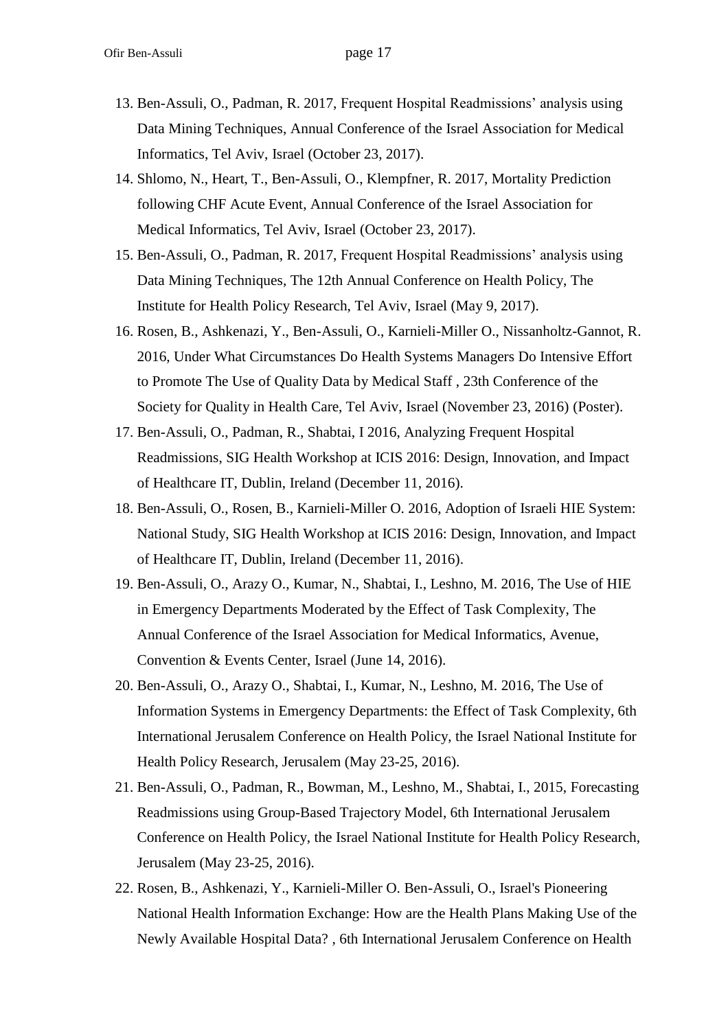13. Ben-Assuli, O., Padman, R. 2017, Frequent Hospital Readmissions' analysis using Data Mining Techniques, Annual Conference of the Israel Association for Medical Informatics, Tel Aviv, Israel (October 23, 2017).
14. Shlomo, N., Heart, T., Ben-Assuli, O., Klempfner, R. 2017, Mortality Prediction following CHF Acute Event, Annual Conference of the Israel Association for Medical Informatics, Tel Aviv, Israel (October 23, 2017).
15. Ben-Assuli, O., Padman, R. 2017, Frequent Hospital Readmissions' analysis using Data Mining Techniques, The 12th Annual Conference on Health Policy, The Institute for Health Policy Research, Tel Aviv, Israel (May 9, 2017).
16. Rosen, B., Ashkenazi, Y., Ben-Assuli, O., Karnieli-Miller O., Nissanholtz-Gannot, R. 2016, Under What Circumstances Do Health Systems Managers Do Intensive Effort to Promote The Use of Quality Data by Medical Staff , 23th Conference of the Society for Quality in Health Care, Tel Aviv, Israel (November 23, 2016) (Poster).
17. Ben-Assuli, O., Padman, R., Shabtai, I 2016, Analyzing Frequent Hospital Readmissions, SIG Health Workshop at ICIS 2016: Design, Innovation, and Impact of Healthcare IT, Dublin, Ireland (December 11, 2016).
18. Ben-Assuli, O., Rosen, B., Karnieli-Miller O. 2016, Adoption of Israeli HIE System: National Study, SIG Health Workshop at ICIS 2016: Design, Innovation, and Impact of Healthcare IT, Dublin, Ireland (December 11, 2016).
19. Ben-Assuli, O., Arazy O., Kumar, N., Shabtai, I., Leshno, M. 2016, The Use of HIE in Emergency Departments Moderated by the Effect of Task Complexity, The Annual Conference of the Israel Association for Medical Informatics, Avenue, Convention & Events Center, Israel (June 14, 2016).
20. Ben-Assuli, O., Arazy O., Shabtai, I., Kumar, N., Leshno, M. 2016, The Use of Information Systems in Emergency Departments: the Effect of Task Complexity, 6th International Jerusalem Conference on Health Policy, the Israel National Institute for Health Policy Research, Jerusalem (May 23-25, 2016).
21. Ben-Assuli, O., Padman, R., Bowman, M., Leshno, M., Shabtai, I., 2015, Forecasting Readmissions using Group-Based Trajectory Model, 6th International Jerusalem Conference on Health Policy, the Israel National Institute for Health Policy Research, Jerusalem (May 23-25, 2016).
22. Rosen, B., Ashkenazi, Y., Karnieli-Miller O. Ben-Assuli, O., Israel's Pioneering National Health Information Exchange: How are the Health Plans Making Use of the Newly Available Hospital Data? , 6th International Jerusalem Conference on Health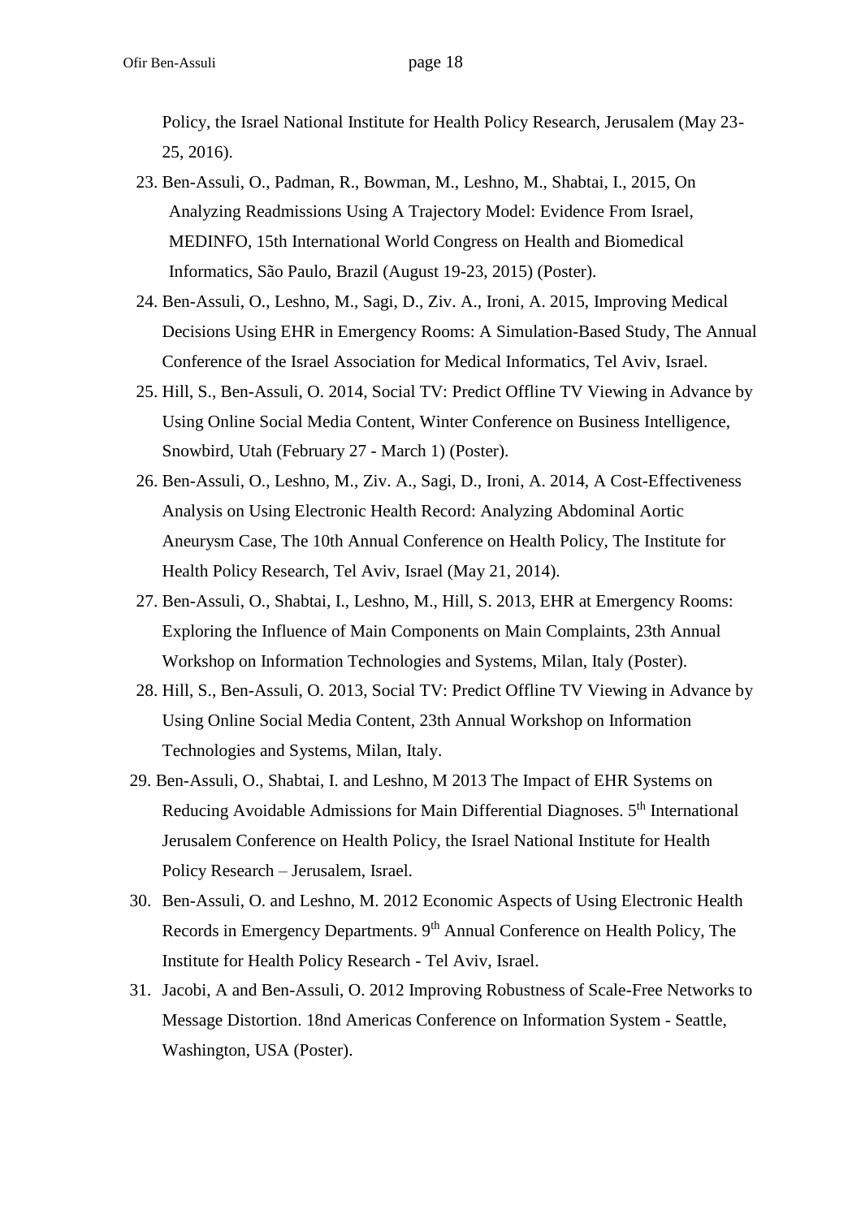Policy, the Israel National Institute for Health Policy Research, Jerusalem (May 23-25, 2016).

23. Ben-Assuli, O., Padman, R., Bowman, M., Leshno, M., Shabtai, I., 2015, On Analyzing Readmissions Using A Trajectory Model: Evidence From Israel, MEDINFO, 15th International World Congress on Health and Biomedical Informatics, São Paulo, Brazil (August 19-23, 2015) (Poster).
24. Ben-Assuli, O., Leshno, M., Sagi, D., Ziv. A., Ironi, A. 2015, Improving Medical Decisions Using EHR in Emergency Rooms: A Simulation-Based Study, The Annual Conference of the Israel Association for Medical Informatics, Tel Aviv, Israel.
25. Hill, S., Ben-Assuli, O. 2014, Social TV: Predict Offline TV Viewing in Advance by Using Online Social Media Content, Winter Conference on Business Intelligence, Snowbird, Utah (February 27 - March 1) (Poster).
26. Ben-Assuli, O., Leshno, M., Ziv. A., Sagi, D., Ironi, A. 2014, A Cost-Effectiveness Analysis on Using Electronic Health Record: Analyzing Abdominal Aortic Aneurysm Case, The 10th Annual Conference on Health Policy, The Institute for Health Policy Research, Tel Aviv, Israel (May 21, 2014).
27. Ben-Assuli, O., Shabtai, I., Leshno, M., Hill, S. 2013, EHR at Emergency Rooms: Exploring the Influence of Main Components on Main Complaints, 23th Annual Workshop on Information Technologies and Systems, Milan, Italy (Poster).
28. Hill, S., Ben-Assuli, O. 2013, Social TV: Predict Offline TV Viewing in Advance by Using Online Social Media Content, 23th Annual Workshop on Information Technologies and Systems, Milan, Italy.
29. Ben-Assuli, O., Shabtai, I. and Leshno, M 2013 The Impact of EHR Systems on Reducing Avoidable Admissions for Main Differential Diagnoses. 5th International Jerusalem Conference on Health Policy, the Israel National Institute for Health Policy Research – Jerusalem, Israel.
30. Ben-Assuli, O. and Leshno, M. 2012 Economic Aspects of Using Electronic Health Records in Emergency Departments. 9th Annual Conference on Health Policy, The Institute for Health Policy Research - Tel Aviv, Israel.
31. Jacobi, A and Ben-Assuli, O. 2012 Improving Robustness of Scale-Free Networks to Message Distortion. 18nd Americas Conference on Information System - Seattle, Washington, USA (Poster).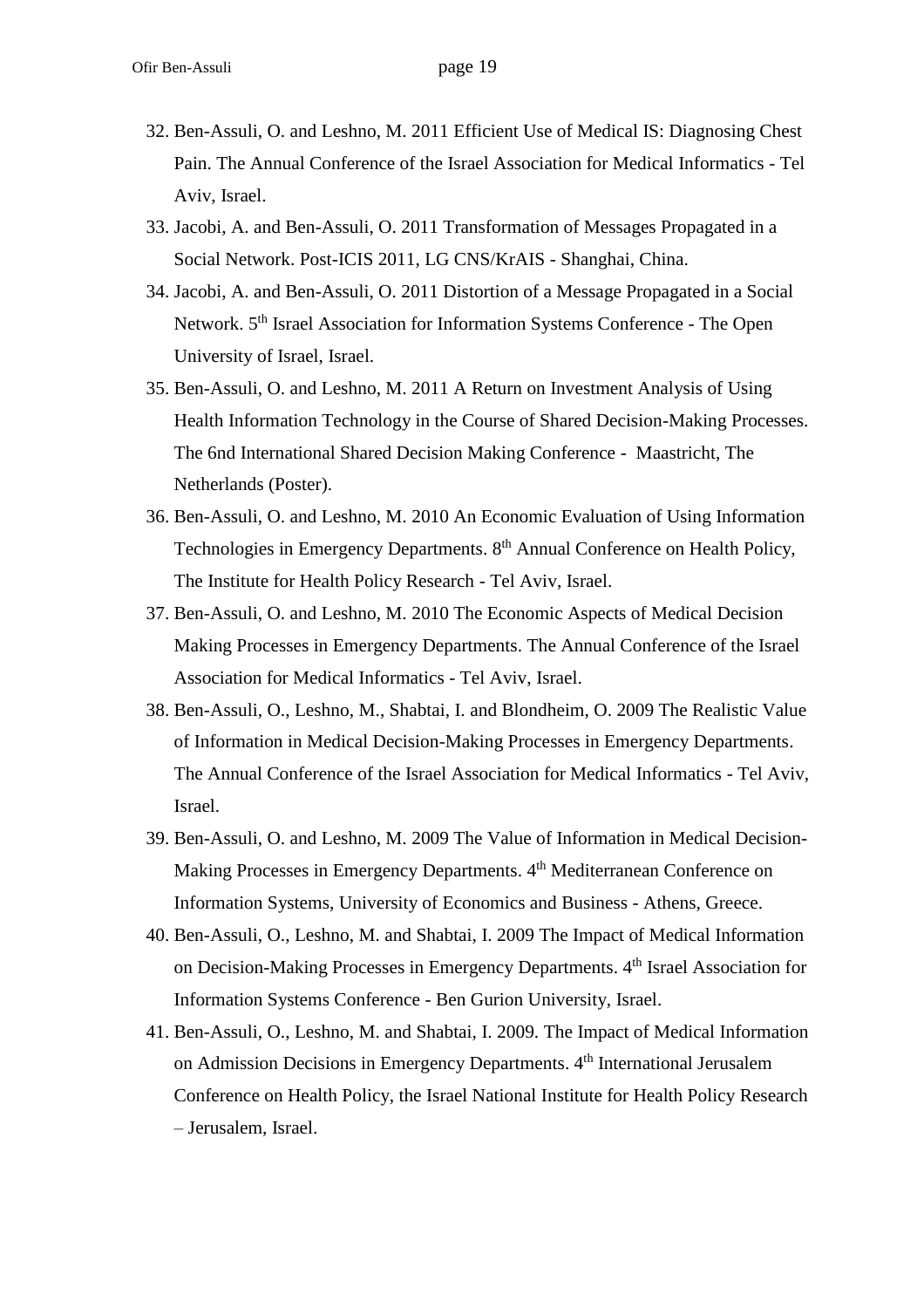32. Ben-Assuli, O. and Leshno, M. 2011 Efficient Use of Medical IS: Diagnosing Chest Pain. The Annual Conference of the Israel Association for Medical Informatics - Tel Aviv, Israel.
33. Jacobi, A. and Ben-Assuli, O. 2011 Transformation of Messages Propagated in a Social Network. Post-ICIS 2011, LG CNS/KrAIS - Shanghai, China.
34. Jacobi, A. and Ben-Assuli, O. 2011 Distortion of a Message Propagated in a Social Network. 5th Israel Association for Information Systems Conference - The Open University of Israel, Israel.
35. Ben-Assuli, O. and Leshno, M. 2011 A Return on Investment Analysis of Using Health Information Technology in the Course of Shared Decision-Making Processes. The 6nd International Shared Decision Making Conference - Maastricht, The Netherlands (Poster).
36. Ben-Assuli, O. and Leshno, M. 2010 An Economic Evaluation of Using Information Technologies in Emergency Departments. 8th Annual Conference on Health Policy, The Institute for Health Policy Research - Tel Aviv, Israel.
37. Ben-Assuli, O. and Leshno, M. 2010 The Economic Aspects of Medical Decision Making Processes in Emergency Departments. The Annual Conference of the Israel Association for Medical Informatics - Tel Aviv, Israel.
38. Ben-Assuli, O., Leshno, M., Shabtai, I. and Blondheim, O. 2009 The Realistic Value of Information in Medical Decision-Making Processes in Emergency Departments. The Annual Conference of the Israel Association for Medical Informatics - Tel Aviv, Israel.
39. Ben-Assuli, O. and Leshno, M. 2009 The Value of Information in Medical Decision-Making Processes in Emergency Departments. 4th Mediterranean Conference on Information Systems, University of Economics and Business - Athens, Greece.
40. Ben-Assuli, O., Leshno, M. and Shabtai, I. 2009 The Impact of Medical Information on Decision-Making Processes in Emergency Departments. 4th Israel Association for Information Systems Conference - Ben Gurion University, Israel.
41. Ben-Assuli, O., Leshno, M. and Shabtai, I. 2009. The Impact of Medical Information on Admission Decisions in Emergency Departments. 4th International Jerusalem Conference on Health Policy, the Israel National Institute for Health Policy Research – Jerusalem, Israel.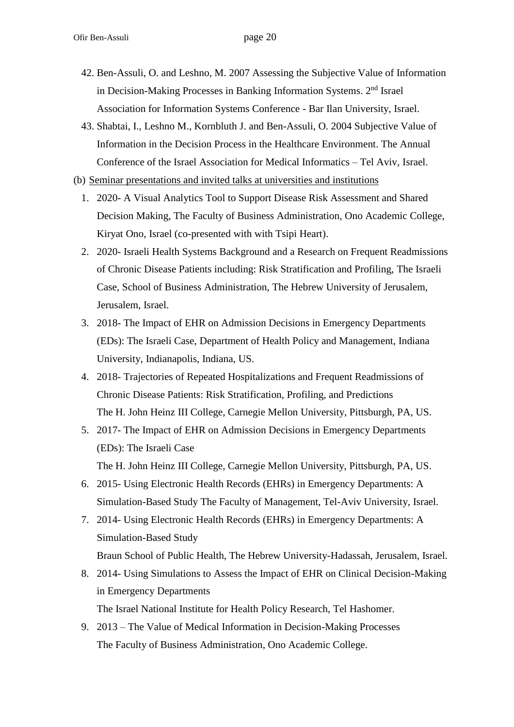42. Ben-Assuli, O. and Leshno, M. 2007 Assessing the Subjective Value of Information in Decision-Making Processes in Banking Information Systems. 2[nd] Israel Association for Information Systems Conference - Bar Ilan University, Israel.
43. Shabtai, I., Leshno M., Kornbluth J. and Ben-Assuli, O. 2004 Subjective Value of Information in the Decision Process in the Healthcare Environment. The Annual Conference of the Israel Association for Medical Informatics – Tel Aviv, Israel.

(b) Seminar presentations and invited talks at universities and institutions

1. 2020- A Visual Analytics Tool to Support Disease Risk Assessment and Shared Decision Making, The Faculty of Business Administration, Ono Academic College, Kiryat Ono, Israel (co-presented with with Tsipi Heart).
2. 2020- Israeli Health Systems Background and a Research on Frequent Readmissions of Chronic Disease Patients including: Risk Stratification and Profiling, The Israeli Case, School of Business Administration, The Hebrew University of Jerusalem, Jerusalem, Israel.
3. 2018- The Impact of EHR on Admission Decisions in Emergency Departments (EDs): The Israeli Case, Department of Health Policy and Management, Indiana University, Indianapolis, Indiana, US.
4. 2018- Trajectories of Repeated Hospitalizations and Frequent Readmissions of Chronic Disease Patients: Risk Stratification, Profiling, and Predictions
   The H. John Heinz III College, Carnegie Mellon University, Pittsburgh, PA, US.
5. 2017- The Impact of EHR on Admission Decisions in Emergency Departments (EDs): The Israeli Case
   The H. John Heinz III College, Carnegie Mellon University, Pittsburgh, PA, US.
6. 2015- Using Electronic Health Records (EHRs) in Emergency Departments: A Simulation-Based Study The Faculty of Management, Tel-Aviv University, Israel.
7. 2014- Using Electronic Health Records (EHRs) in Emergency Departments: A Simulation-Based Study
   Braun School of Public Health, The Hebrew University-Hadassah, Jerusalem, Israel.
8. 2014- Using Simulations to Assess the Impact of EHR on Clinical Decision-Making in Emergency Departments
   The Israel National Institute for Health Policy Research, Tel Hashomer.
9. 2013 – The Value of Medical Information in Decision-Making Processes
   The Faculty of Business Administration, Ono Academic College.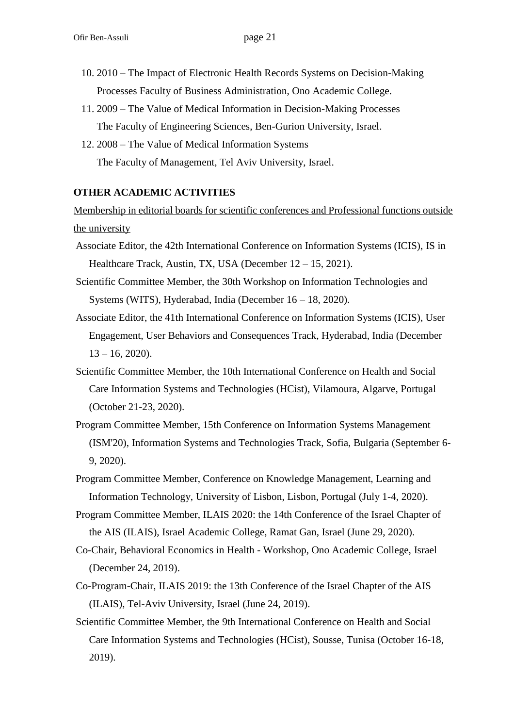10. 2010 – The Impact of Electronic Health Records Systems on Decision-Making Processes Faculty of Business Administration, Ono Academic College.
11. 2009 – The Value of Medical Information in Decision-Making Processes The Faculty of Engineering Sciences, Ben-Gurion University, Israel.
12. 2008 – The Value of Medical Information Systems The Faculty of Management, Tel Aviv University, Israel.

**OTHER ACADEMIC ACTIVITIES**

Membership in editorial boards for scientific conferences and Professional functions outside the university

Associate Editor, the 42th International Conference on Information Systems (ICIS), IS in Healthcare Track, Austin, TX, USA (December 12 – 15, 2021).

Scientific Committee Member, the 30th Workshop on Information Technologies and Systems (WITS), Hyderabad, India (December 16 – 18, 2020).

Associate Editor, the 41th International Conference on Information Systems (ICIS), User Engagement, User Behaviors and Consequences Track, Hyderabad, India (December 13 – 16, 2020).

Scientific Committee Member, the 10th International Conference on Health and Social Care Information Systems and Technologies (HCist), Vilamoura, Algarve, Portugal (October 21-23, 2020).

Program Committee Member, 15th Conference on Information Systems Management (ISM'20), Information Systems and Technologies Track, Sofia, Bulgaria (September 6-9, 2020).

Program Committee Member, Conference on Knowledge Management, Learning and Information Technology, University of Lisbon, Lisbon, Portugal (July 1-4, 2020).

Program Committee Member, ILAIS 2020: the 14th Conference of the Israel Chapter of the AIS (ILAIS), Israel Academic College, Ramat Gan, Israel (June 29, 2020).

Co-Chair, Behavioral Economics in Health - Workshop, Ono Academic College, Israel (December 24, 2019).

Co-Program-Chair, ILAIS 2019: the 13th Conference of the Israel Chapter of the AIS (ILAIS), Tel-Aviv University, Israel (June 24, 2019).

Scientific Committee Member, the 9th International Conference on Health and Social Care Information Systems and Technologies (HCist), Sousse, Tunisa (October 16-18, 2019).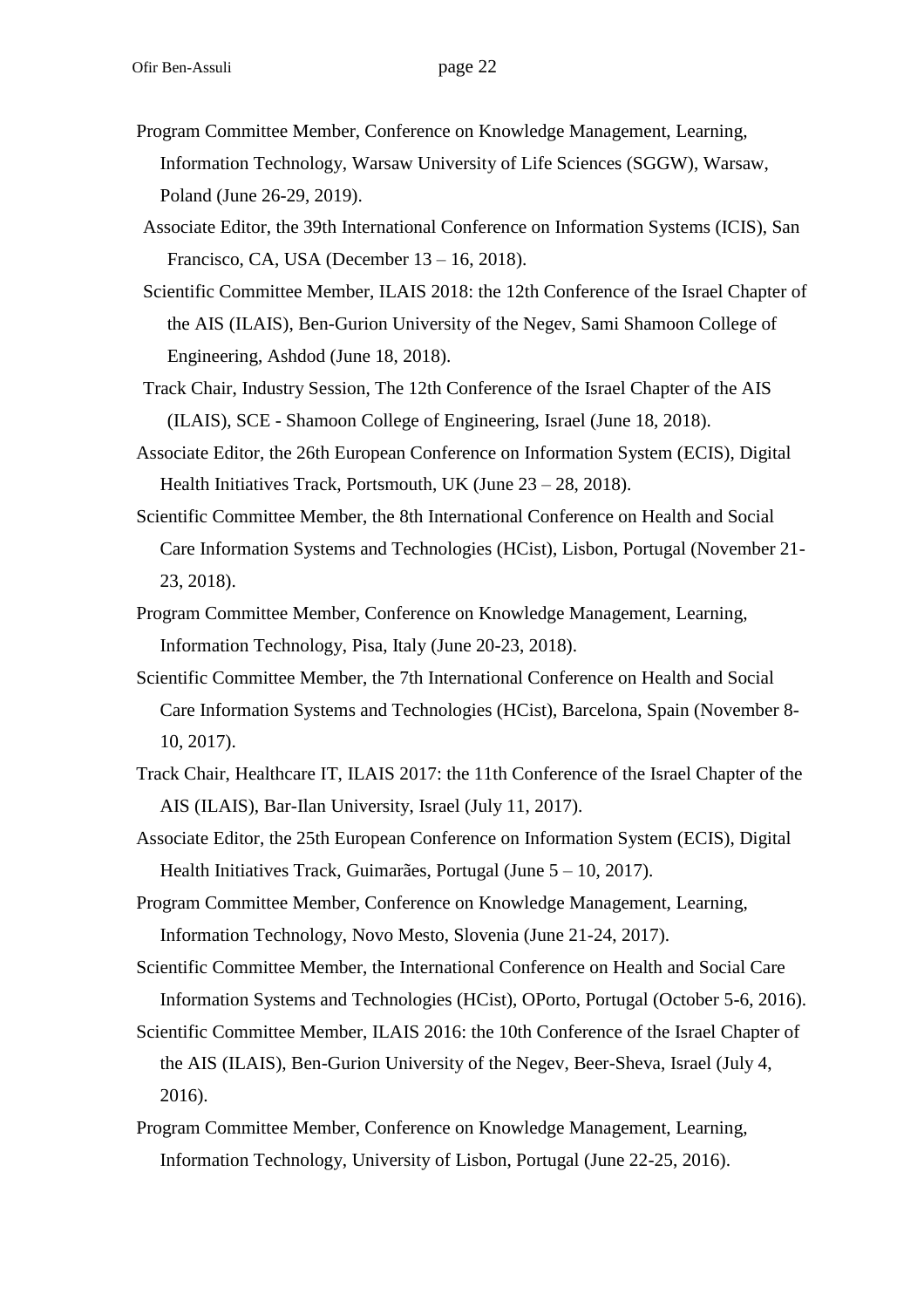Program Committee Member, Conference on Knowledge Management, Learning, Information Technology, Warsaw University of Life Sciences (SGGW), Warsaw, Poland (June 26-29, 2019).

Associate Editor, the 39th International Conference on Information Systems (ICIS), San Francisco, CA, USA (December 13 – 16, 2018).

Scientific Committee Member, ILAIS 2018: the 12th Conference of the Israel Chapter of the AIS (ILAIS), Ben-Gurion University of the Negev, Sami Shamoon College of Engineering, Ashdod (June 18, 2018).

Track Chair, Industry Session, The 12th Conference of the Israel Chapter of the AIS (ILAIS), SCE - Shamoon College of Engineering, Israel (June 18, 2018).

Associate Editor, the 26th European Conference on Information System (ECIS), Digital Health Initiatives Track, Portsmouth, UK (June 23 – 28, 2018).

Scientific Committee Member, the 8th International Conference on Health and Social Care Information Systems and Technologies (HCist), Lisbon, Portugal (November 21-23, 2018).

Program Committee Member, Conference on Knowledge Management, Learning, Information Technology, Pisa, Italy (June 20-23, 2018).

Scientific Committee Member, the 7th International Conference on Health and Social Care Information Systems and Technologies (HCist), Barcelona, Spain (November 8-10, 2017).

Track Chair, Healthcare IT, ILAIS 2017: the 11th Conference of the Israel Chapter of the AIS (ILAIS), Bar-Ilan University, Israel (July 11, 2017).

Associate Editor, the 25th European Conference on Information System (ECIS), Digital Health Initiatives Track, Guimarães, Portugal (June 5 – 10, 2017).

Program Committee Member, Conference on Knowledge Management, Learning, Information Technology, Novo Mesto, Slovenia (June 21-24, 2017).

Scientific Committee Member, the International Conference on Health and Social Care Information Systems and Technologies (HCist), OPorto, Portugal (October 5-6, 2016).

Scientific Committee Member, ILAIS 2016: the 10th Conference of the Israel Chapter of the AIS (ILAIS), Ben-Gurion University of the Negev, Beer-Sheva, Israel (July 4, 2016).

Program Committee Member, Conference on Knowledge Management, Learning, Information Technology, University of Lisbon, Portugal (June 22-25, 2016).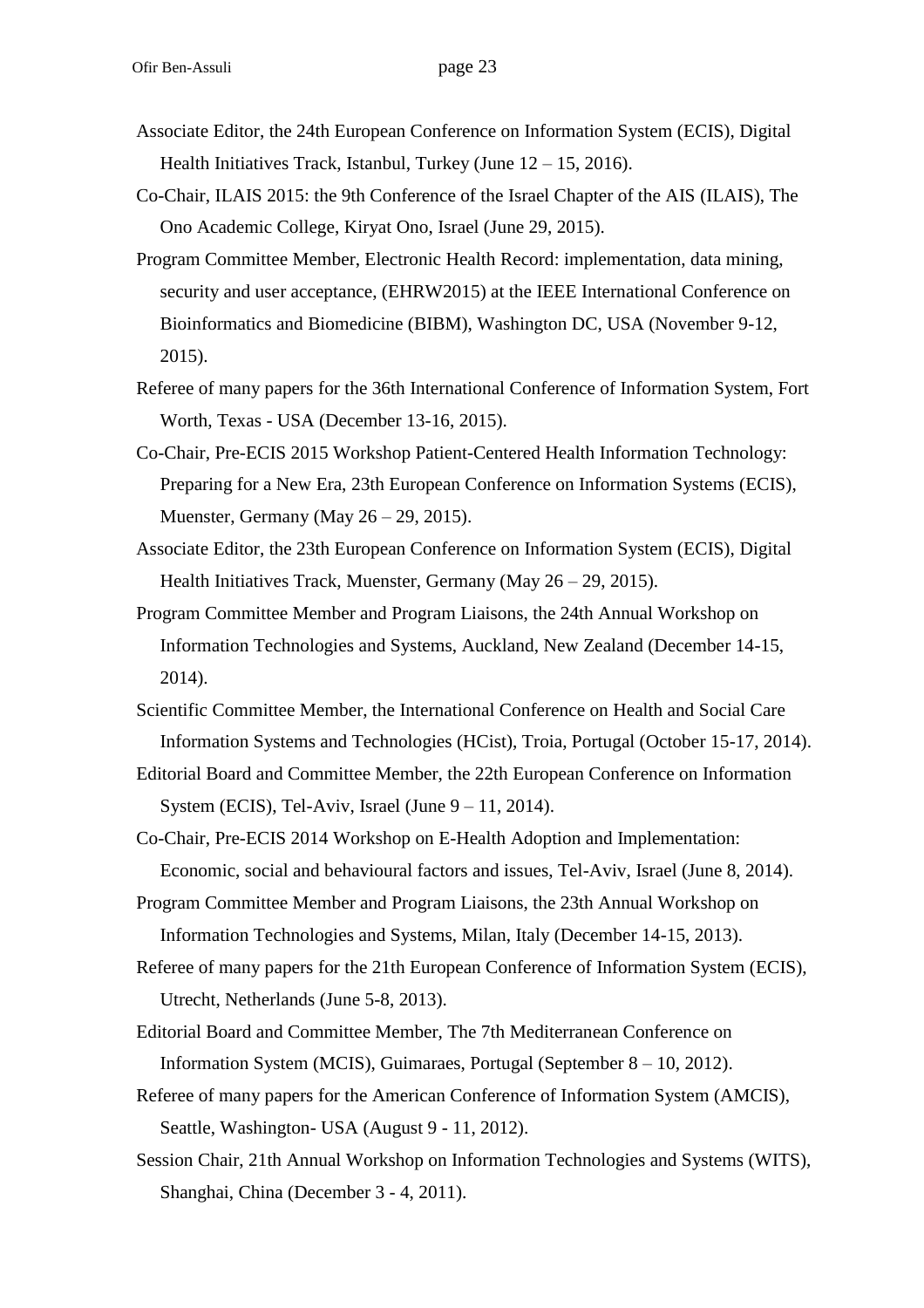Associate Editor, the 24th European Conference on Information System (ECIS), Digital Health Initiatives Track, Istanbul, Turkey (June 12 – 15, 2016).

Co-Chair, ILAIS 2015: the 9th Conference of the Israel Chapter of the AIS (ILAIS), The Ono Academic College, Kiryat Ono, Israel (June 29, 2015).

Program Committee Member, Electronic Health Record: implementation, data mining, security and user acceptance, (EHRW2015) at the IEEE International Conference on Bioinformatics and Biomedicine (BIBM), Washington DC, USA (November 9-12, 2015).

Referee of many papers for the 36th International Conference of Information System, Fort Worth, Texas - USA (December 13-16, 2015).

Co-Chair, Pre-ECIS 2015 Workshop Patient-Centered Health Information Technology: Preparing for a New Era, 23th European Conference on Information Systems (ECIS), Muenster, Germany (May 26 – 29, 2015).

Associate Editor, the 23th European Conference on Information System (ECIS), Digital Health Initiatives Track, Muenster, Germany (May 26 – 29, 2015).

Program Committee Member and Program Liaisons, the 24th Annual Workshop on Information Technologies and Systems, Auckland, New Zealand (December 14-15, 2014).

Scientific Committee Member, the International Conference on Health and Social Care Information Systems and Technologies (HCist), Troia, Portugal (October 15-17, 2014).

Editorial Board and Committee Member, the 22th European Conference on Information System (ECIS), Tel-Aviv, Israel (June 9 – 11, 2014).

Co-Chair, Pre-ECIS 2014 Workshop on E-Health Adoption and Implementation: Economic, social and behavioural factors and issues, Tel-Aviv, Israel (June 8, 2014).

Program Committee Member and Program Liaisons, the 23th Annual Workshop on Information Technologies and Systems, Milan, Italy (December 14-15, 2013).

Referee of many papers for the 21th European Conference of Information System (ECIS), Utrecht, Netherlands (June 5-8, 2013).

Editorial Board and Committee Member, The 7th Mediterranean Conference on Information System (MCIS), Guimaraes, Portugal (September 8 – 10, 2012).

Referee of many papers for the American Conference of Information System (AMCIS), Seattle, Washington- USA (August 9 - 11, 2012).

Session Chair, 21th Annual Workshop on Information Technologies and Systems (WITS), Shanghai, China (December 3 - 4, 2011).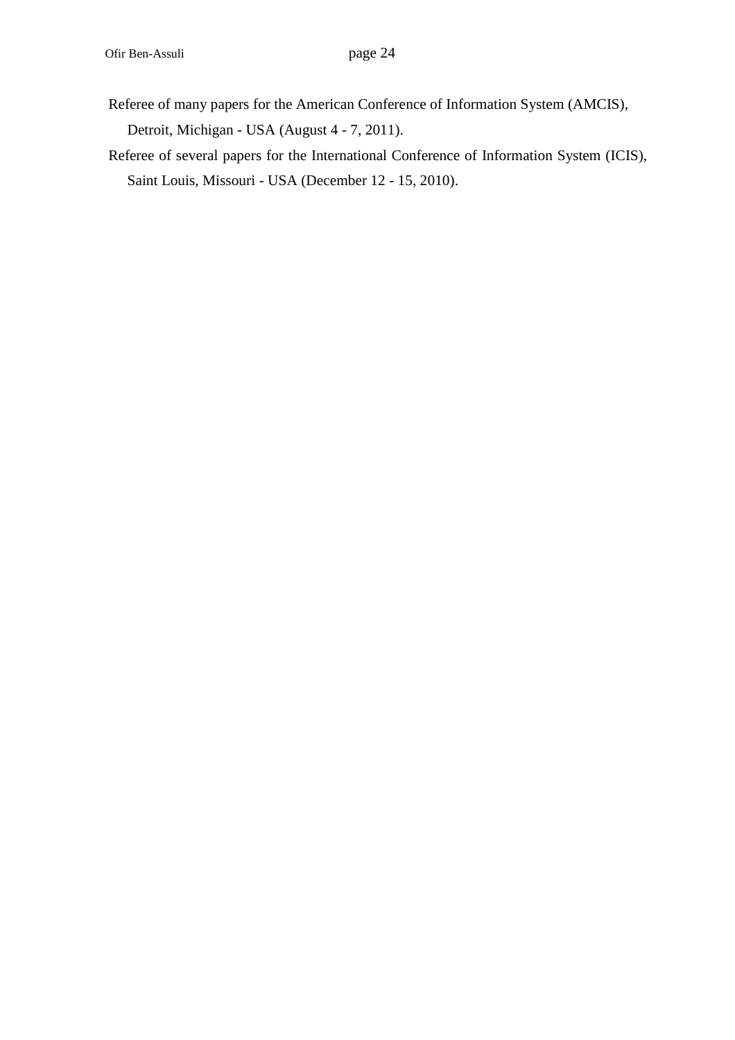Referee of many papers for the American Conference of Information System (AMCIS), Detroit, Michigan - USA (August 4 - 7, 2011).

Referee of several papers for the International Conference of Information System (ICIS), Saint Louis, Missouri - USA (December 12 - 15, 2010).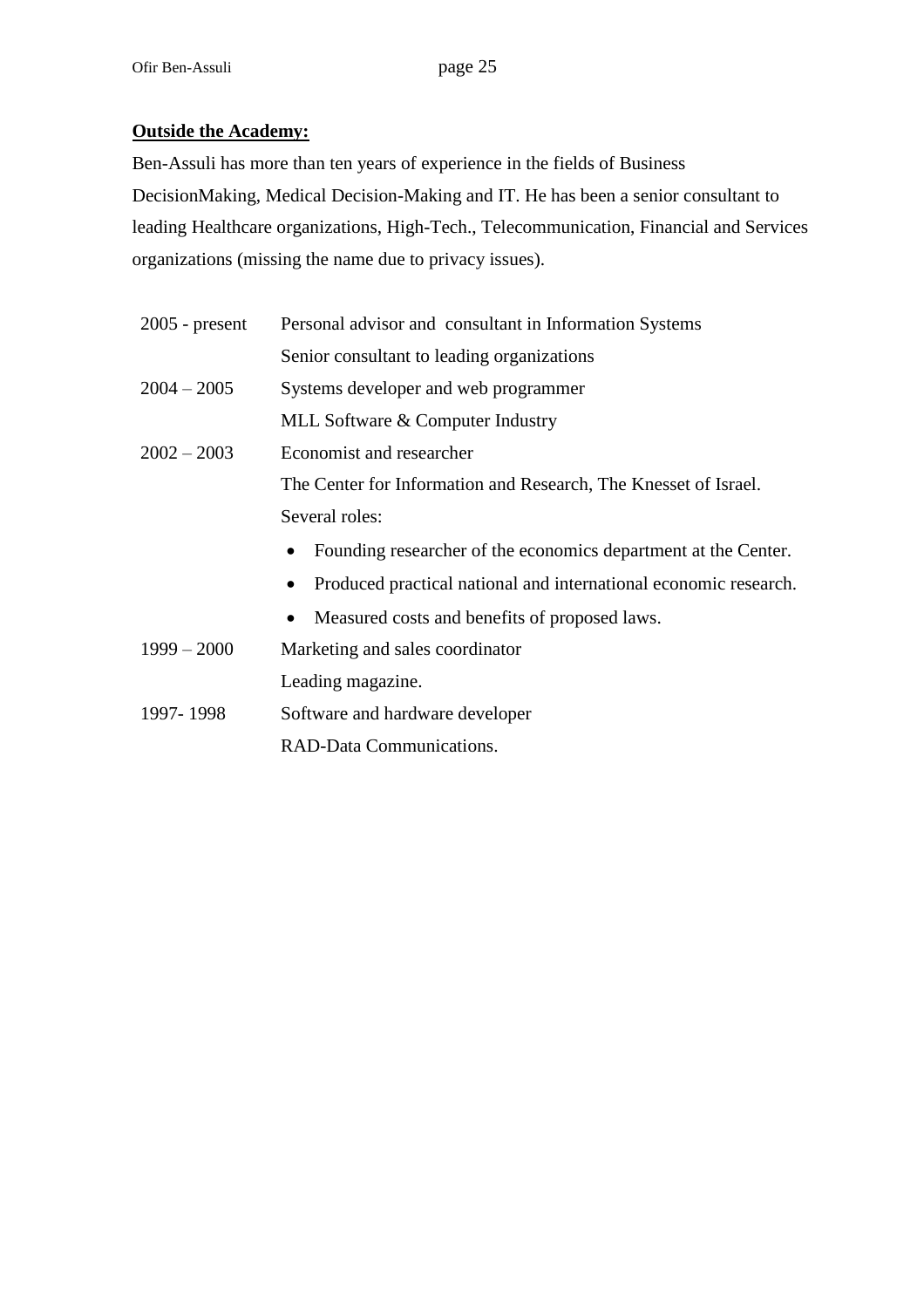**Outside the Academy:**

Ben-Assuli has more than ten years of experience in the fields of Business DecisionMaking, Medical Decision-Making and IT. He has been a senior consultant to leading Healthcare organizations, High-Tech., Telecommunication, Financial and Services organizations (missing the name due to privacy issues).

| | |
|---|---|
| 2005 - present | Personal advisor and consultant in Information Systems<br>Senior consultant to leading organizations |
| 2004 – 2005 | Systems developer and web programmer<br>MLL Software & Computer Industry |
| 2002 – 2003 | Economist and researcher<br>The Center for Information and Research, The Knesset of Israel.<br>Several roles:<br>• Founding researcher of the economics department at the Center.<br>• Produced practical national and international economic research.<br>• Measured costs and benefits of proposed laws. |
| 1999 – 2000 | Marketing and sales coordinator<br>Leading magazine. |
| 1997- 1998 | Software and hardware developer<br>RAD-Data Communications. |